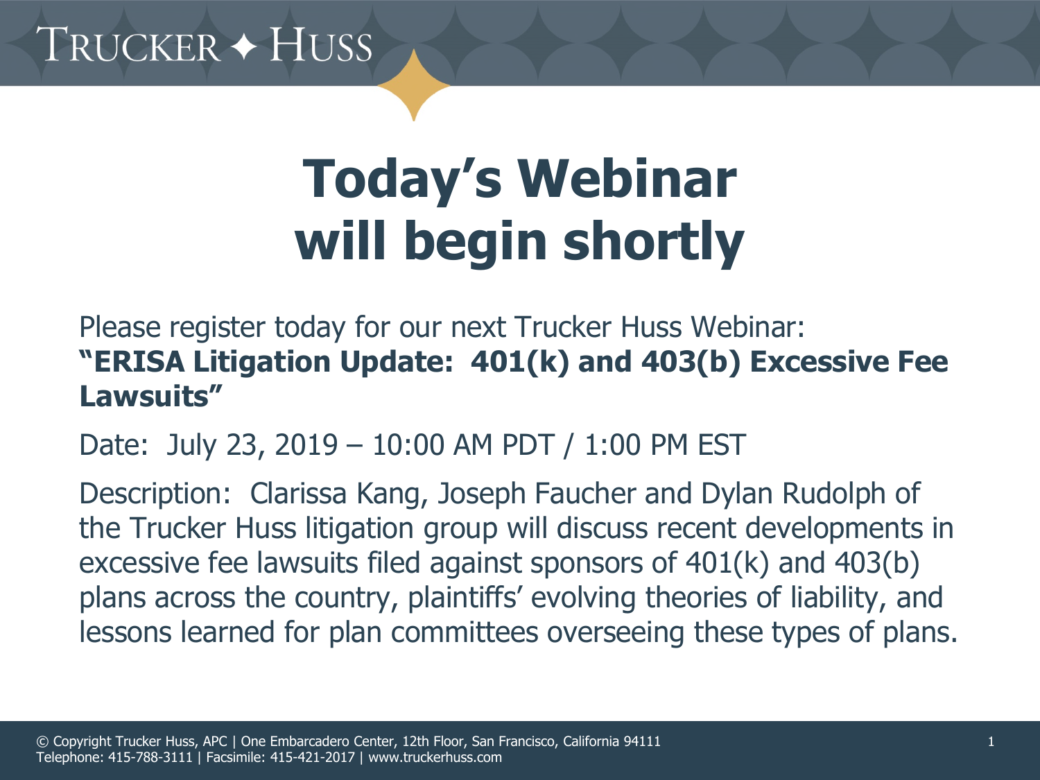# Today's Webinar will begin shortly

Please register today for our next Trucker Huss Webinar:
**"ERISA Litigation Update: 401(k) and 403(b) Excessive Fee Lawsuits"**

Date: July 23, 2019 – 10:00 AM PDT / 1:00 PM EST

Description: Clarissa Kang, Joseph Faucher and Dylan Rudolph of the Trucker Huss litigation group will discuss recent developments in excessive fee lawsuits filed against sponsors of 401(k) and 403(b) plans across the country, plaintiffs' evolving theories of liability, and lessons learned for plan committees overseeing these types of plans.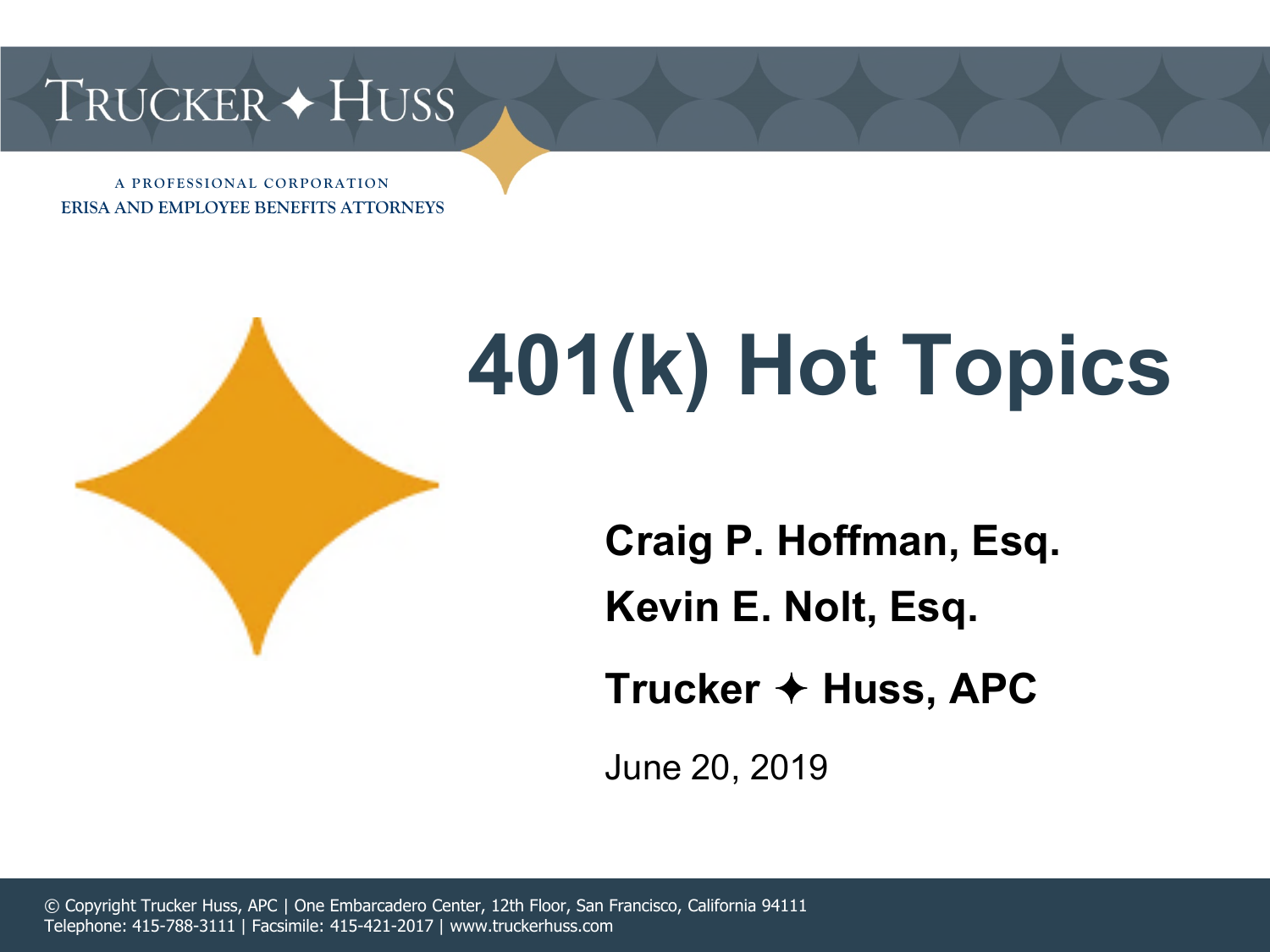TRUCKER ✦ HUSS

A PROFESSIONAL CORPORATION
ERISA AND EMPLOYEE BENEFITS ATTORNEYS

# 401(k) Hot Topics

**Craig P. Hoffman, Esq.**

**Kevin E. Nolt, Esq.**

**Trucker ✦ Huss, APC**

June 20, 2019

© Copyright Trucker Huss, APC | One Embarcadero Center, 12th Floor, San Francisco, California 94111
Telephone: 415-788-3111 | Facsimile: 415-421-2017 | www.truckerhuss.com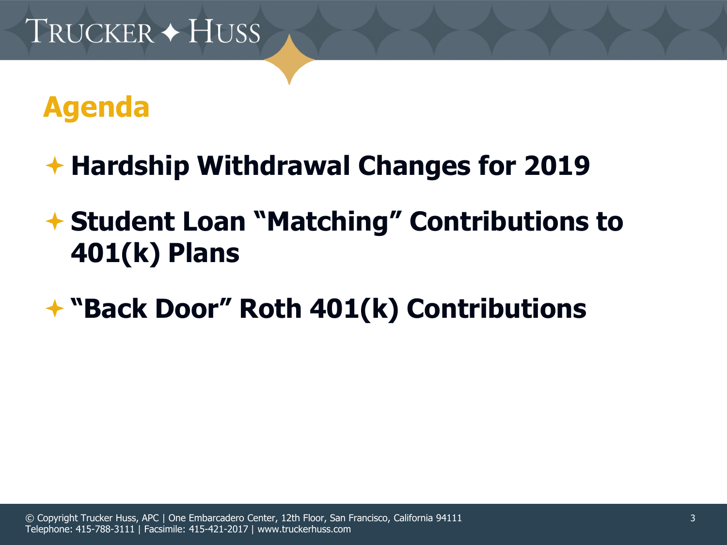# Agenda

- **Hardship Withdrawal Changes for 2019**
- **Student Loan "Matching" Contributions to 401(k) Plans**
- **"Back Door" Roth 401(k) Contributions**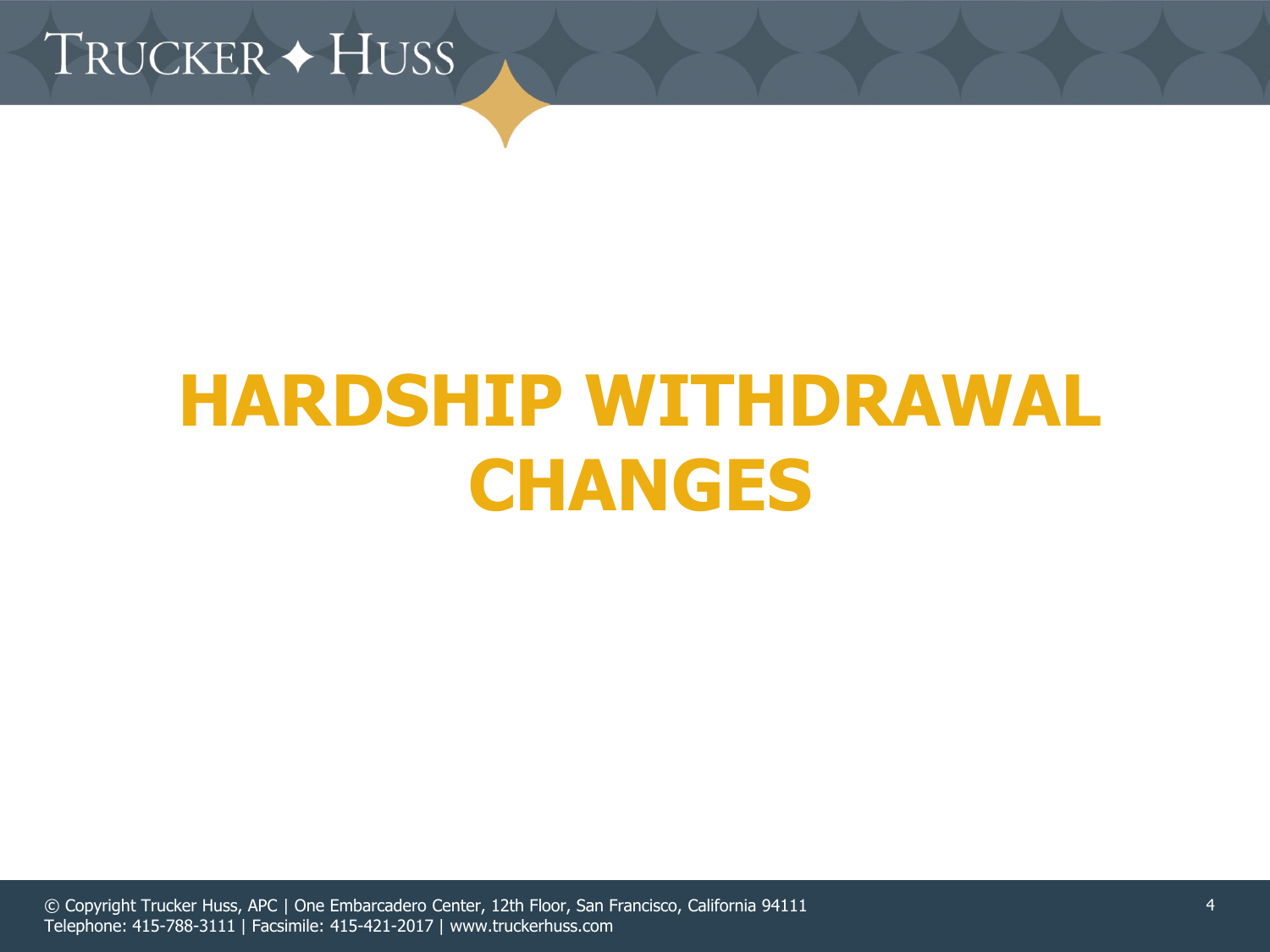# HARDSHIP WITHDRAWAL CHANGES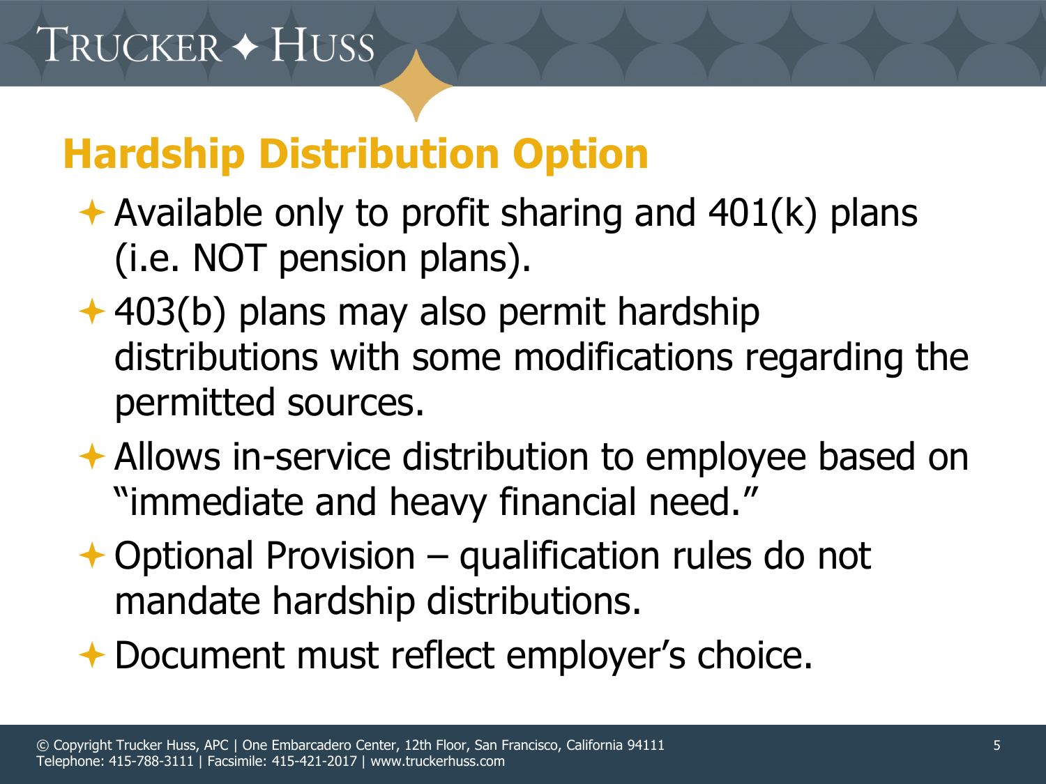## Hardship Distribution Option

- Available only to profit sharing and 401(k) plans (i.e. NOT pension plans).
- 403(b) plans may also permit hardship distributions with some modifications regarding the permitted sources.
- Allows in-service distribution to employee based on "immediate and heavy financial need."
- Optional Provision – qualification rules do not mandate hardship distributions.
- Document must reflect employer's choice.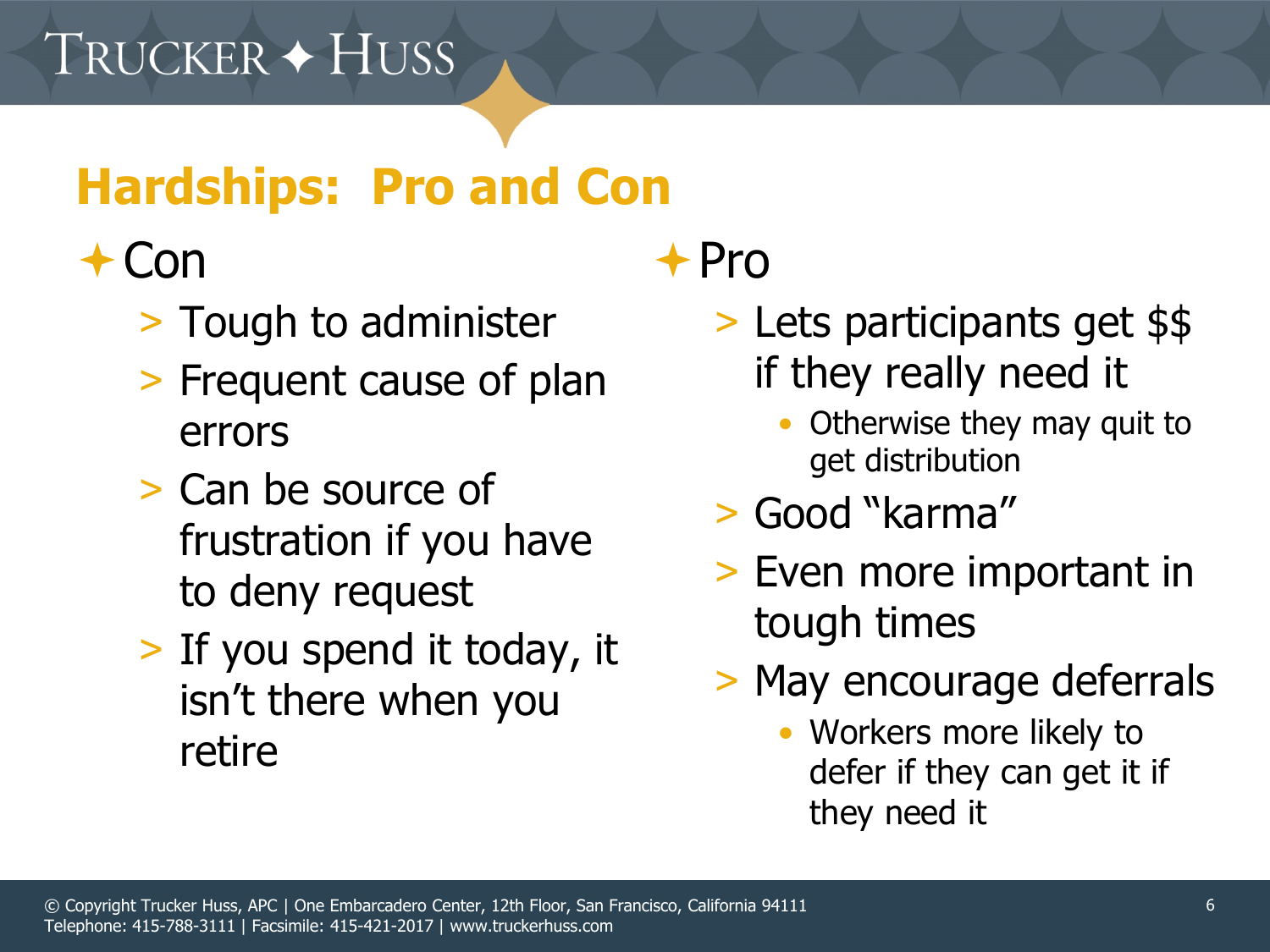## Hardships: Pro and Con

- Con
  - Tough to administer
  - Frequent cause of plan errors
  - Can be source of frustration if you have to deny request
  - If you spend it today, it isn't there when you retire
- Pro
  - Lets participants get $$ if they really need it
    - Otherwise they may quit to get distribution
  - Good "karma"
  - Even more important in tough times
  - May encourage deferrals
    - Workers more likely to defer if they can get it if they need it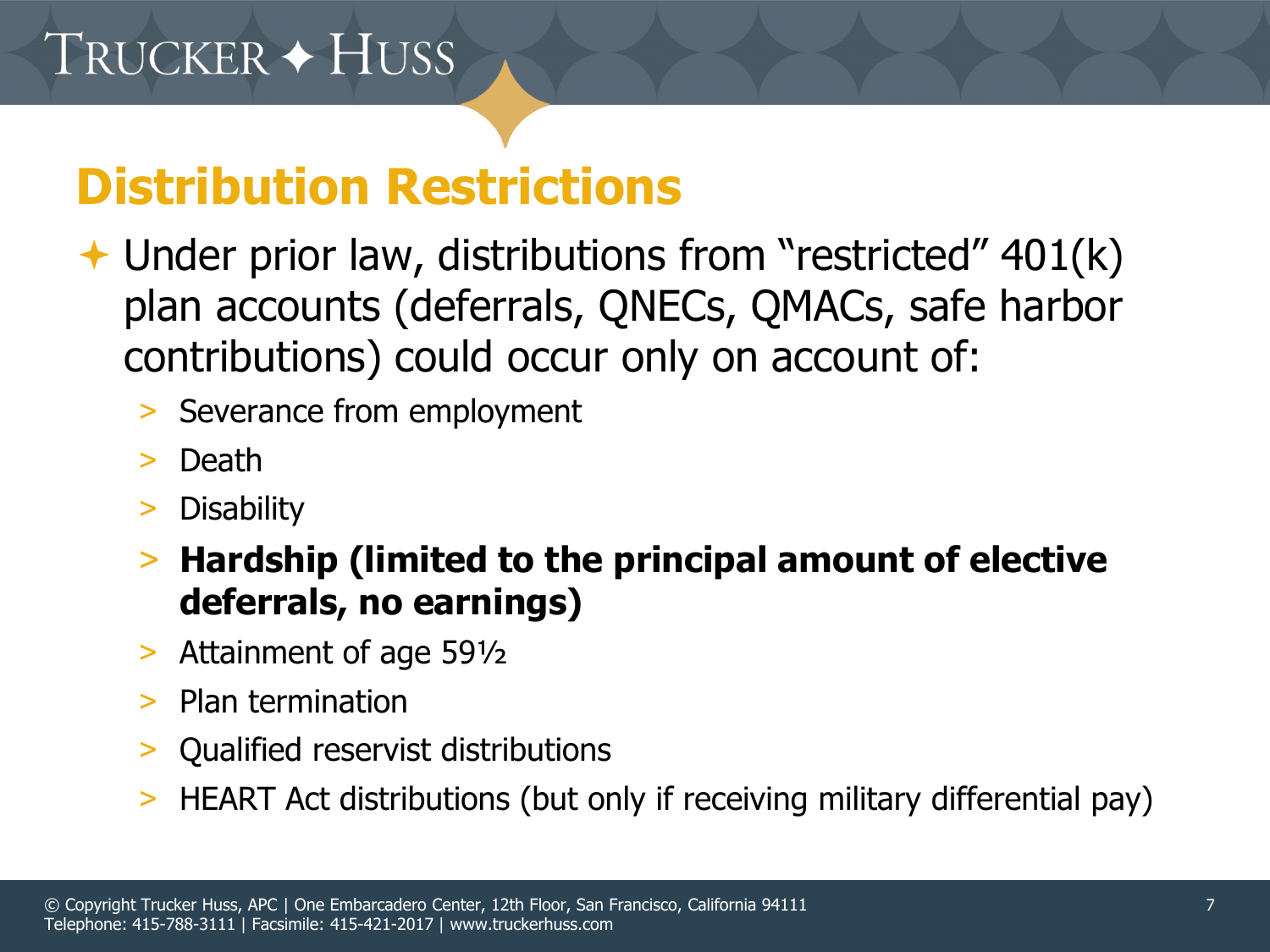# Distribution Restrictions

- Under prior law, distributions from "restricted" 401(k) plan accounts (deferrals, QNECs, QMACs, safe harbor contributions) could occur only on account of:
  - Severance from employment
  - Death
  - Disability
  - **Hardship (limited to the principal amount of elective deferrals, no earnings)**
  - Attainment of age 59½
  - Plan termination
  - Qualified reservist distributions
  - HEART Act distributions (but only if receiving military differential pay)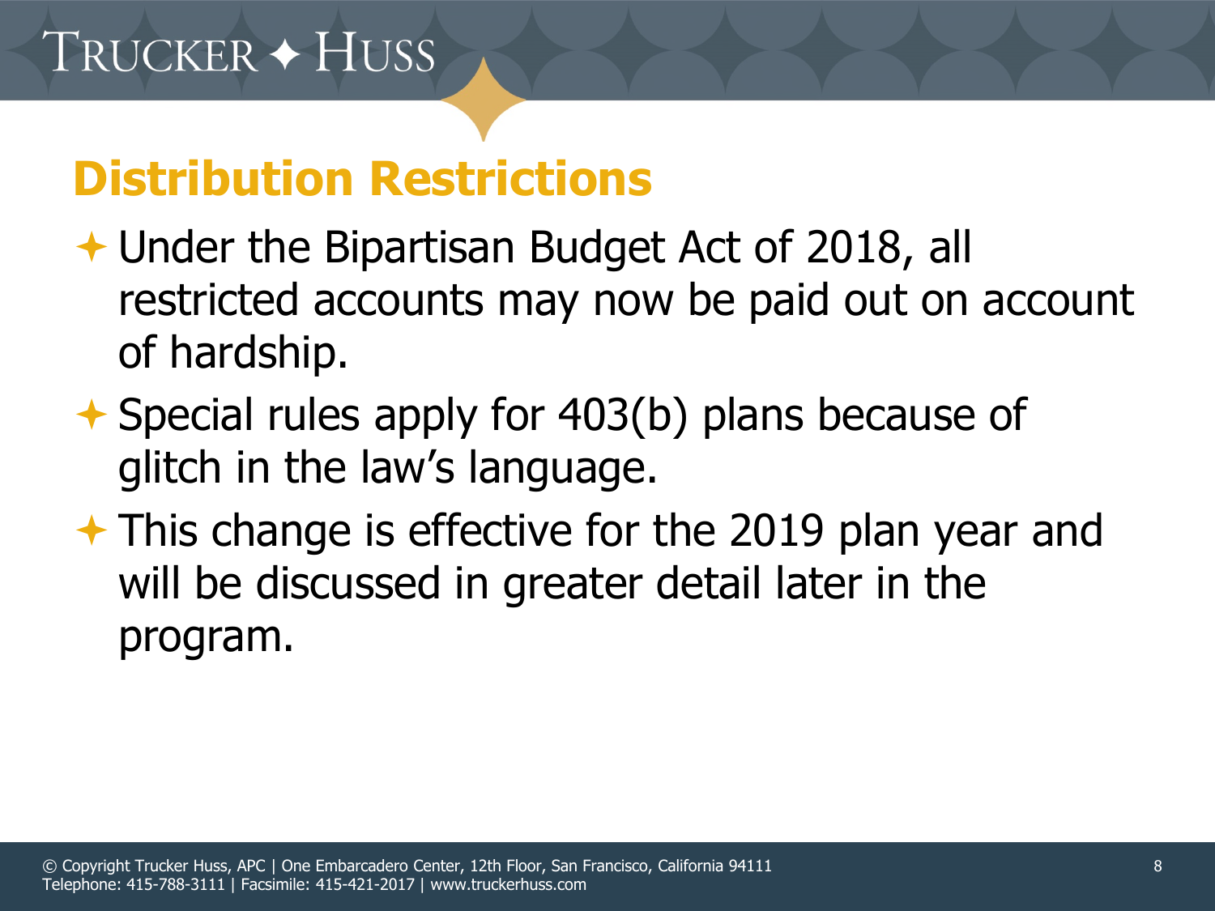## Distribution Restrictions

- Under the Bipartisan Budget Act of 2018, all restricted accounts may now be paid out on account of hardship.
- Special rules apply for 403(b) plans because of glitch in the law's language.
- This change is effective for the 2019 plan year and will be discussed in greater detail later in the program.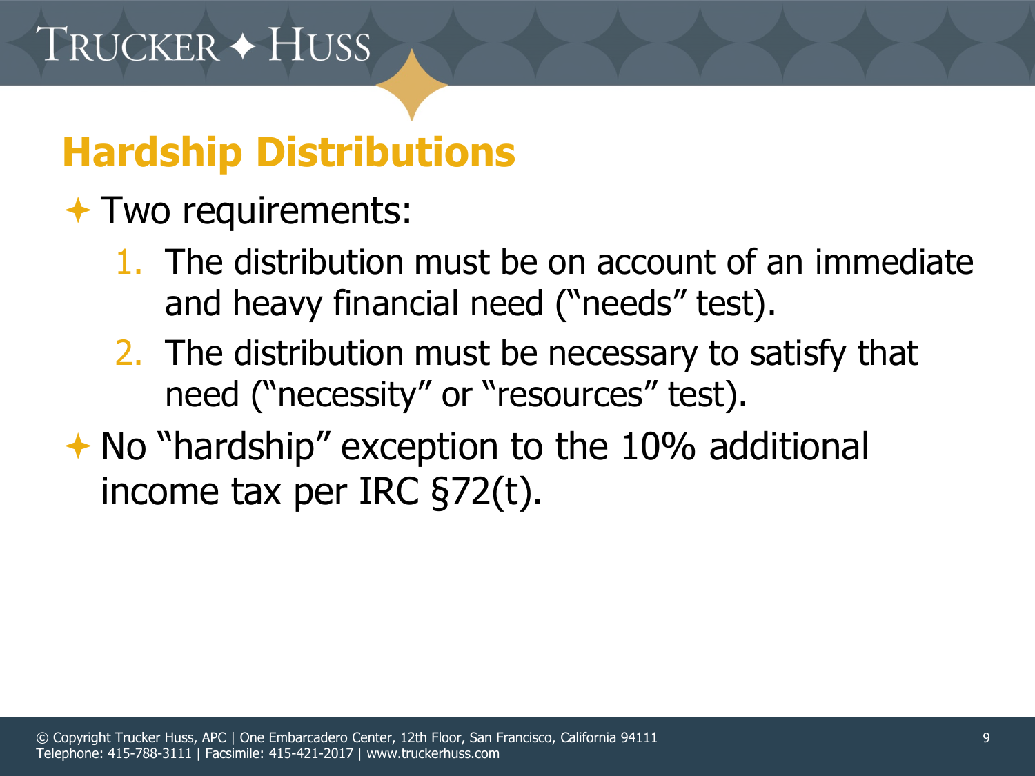## Hardship Distributions

- Two requirements:
  1. The distribution must be on account of an immediate and heavy financial need ("needs" test).
  2. The distribution must be necessary to satisfy that need ("necessity" or "resources" test).
- No "hardship" exception to the 10% additional income tax per IRC §72(t).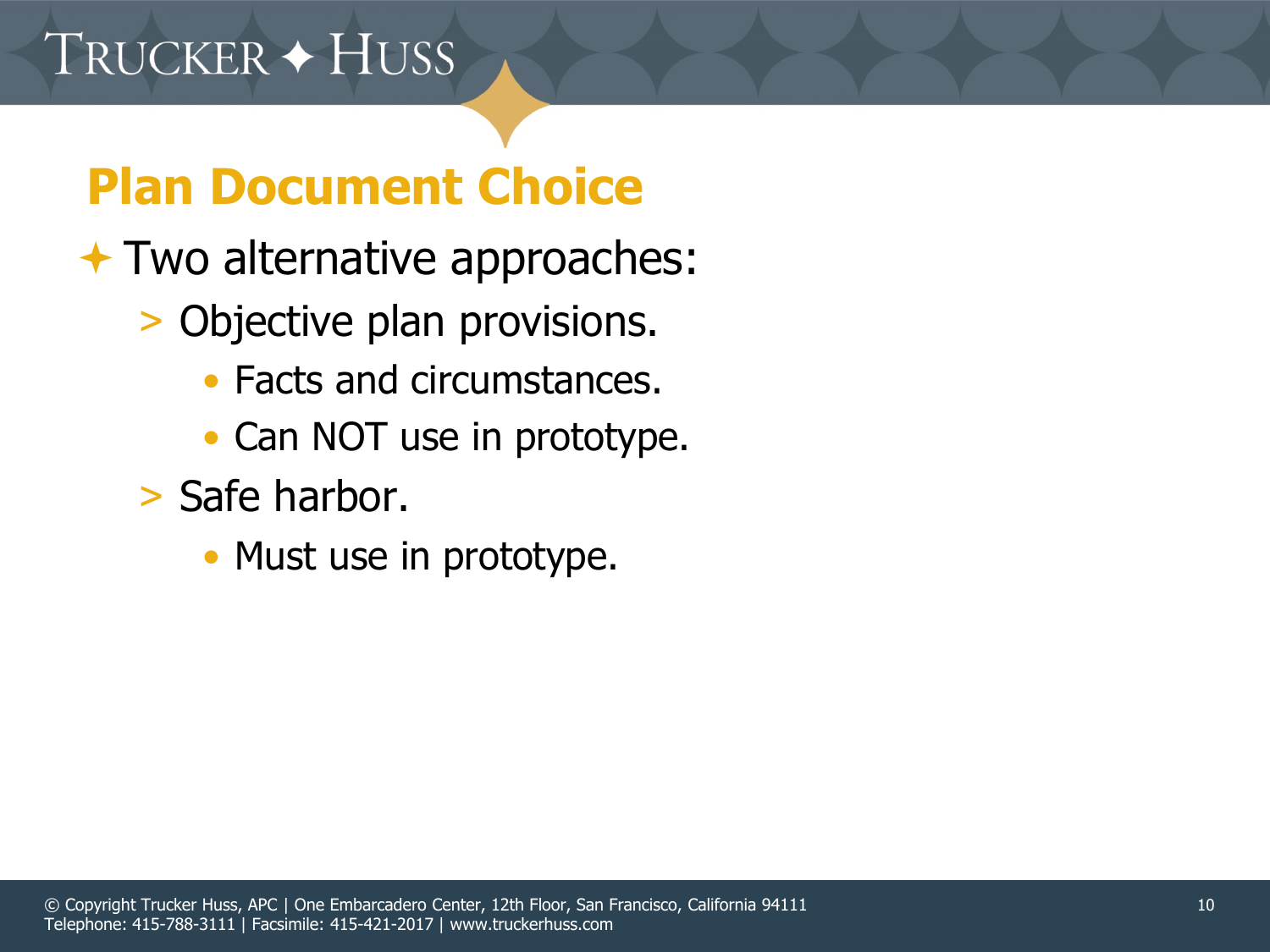## Plan Document Choice

- Two alternative approaches:
  - Objective plan provisions.
    - Facts and circumstances.
    - Can NOT use in prototype.
  - Safe harbor.
    - Must use in prototype.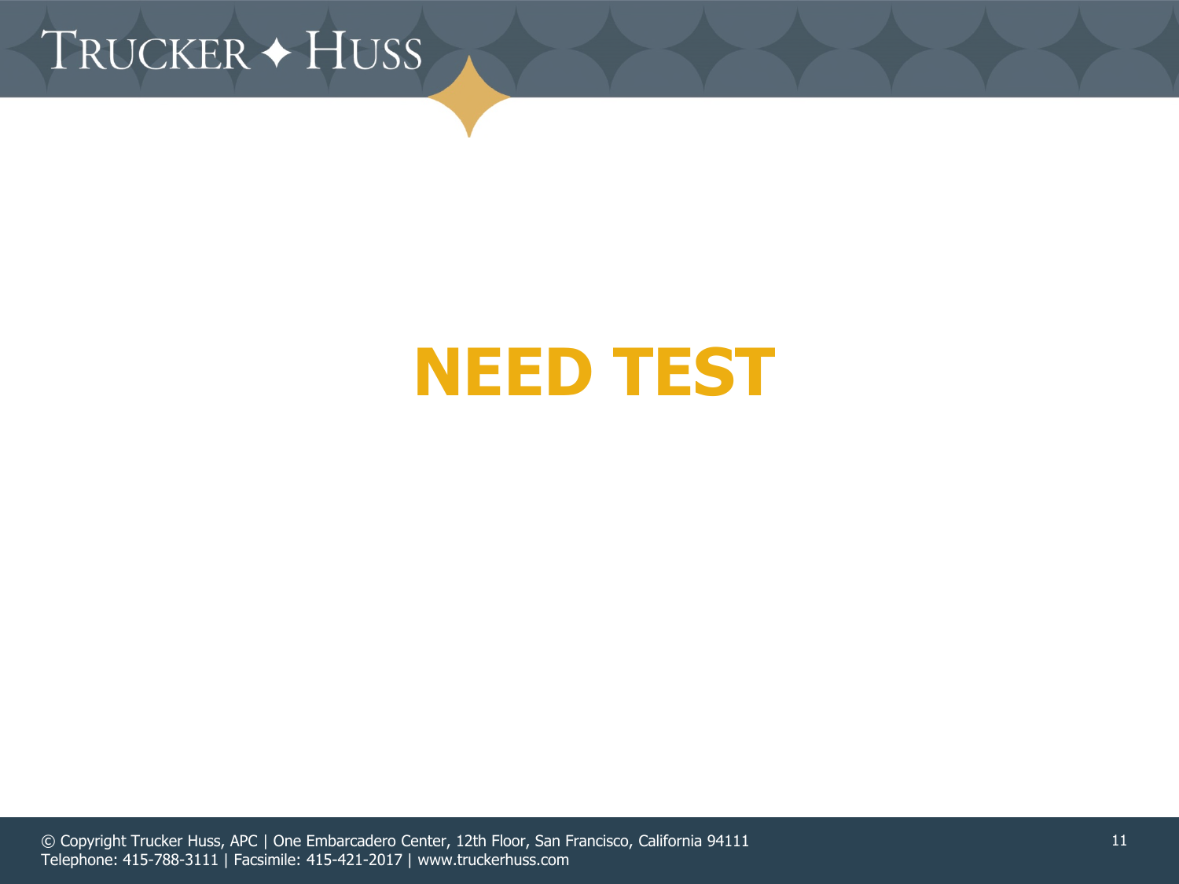# NEED TEST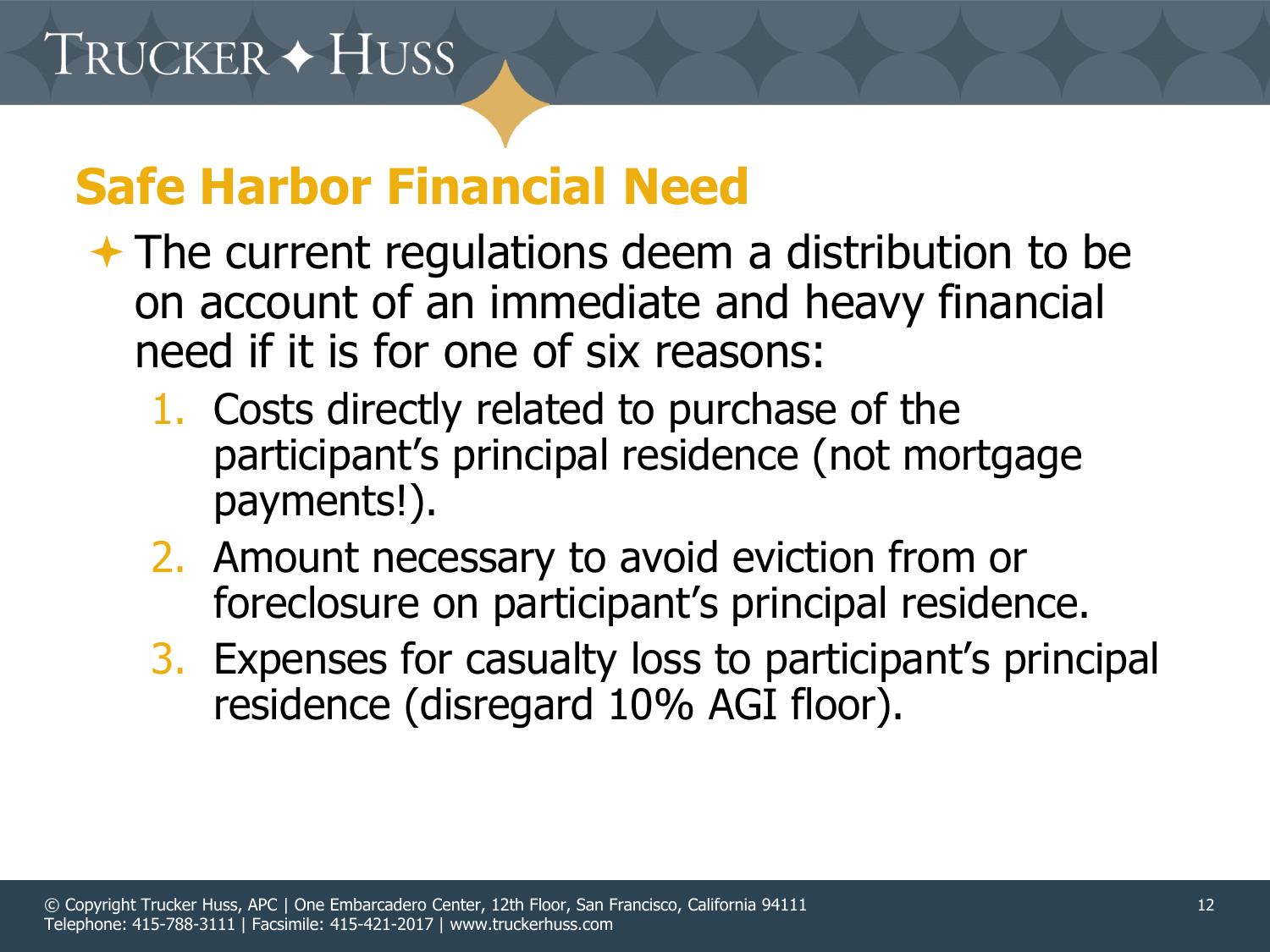## Safe Harbor Financial Need

- The current regulations deem a distribution to be on account of an immediate and heavy financial need if it is for one of six reasons:
  1. Costs directly related to purchase of the participant's principal residence (not mortgage payments!).
  2. Amount necessary to avoid eviction from or foreclosure on participant's principal residence.
  3. Expenses for casualty loss to participant's principal residence (disregard 10% AGI floor).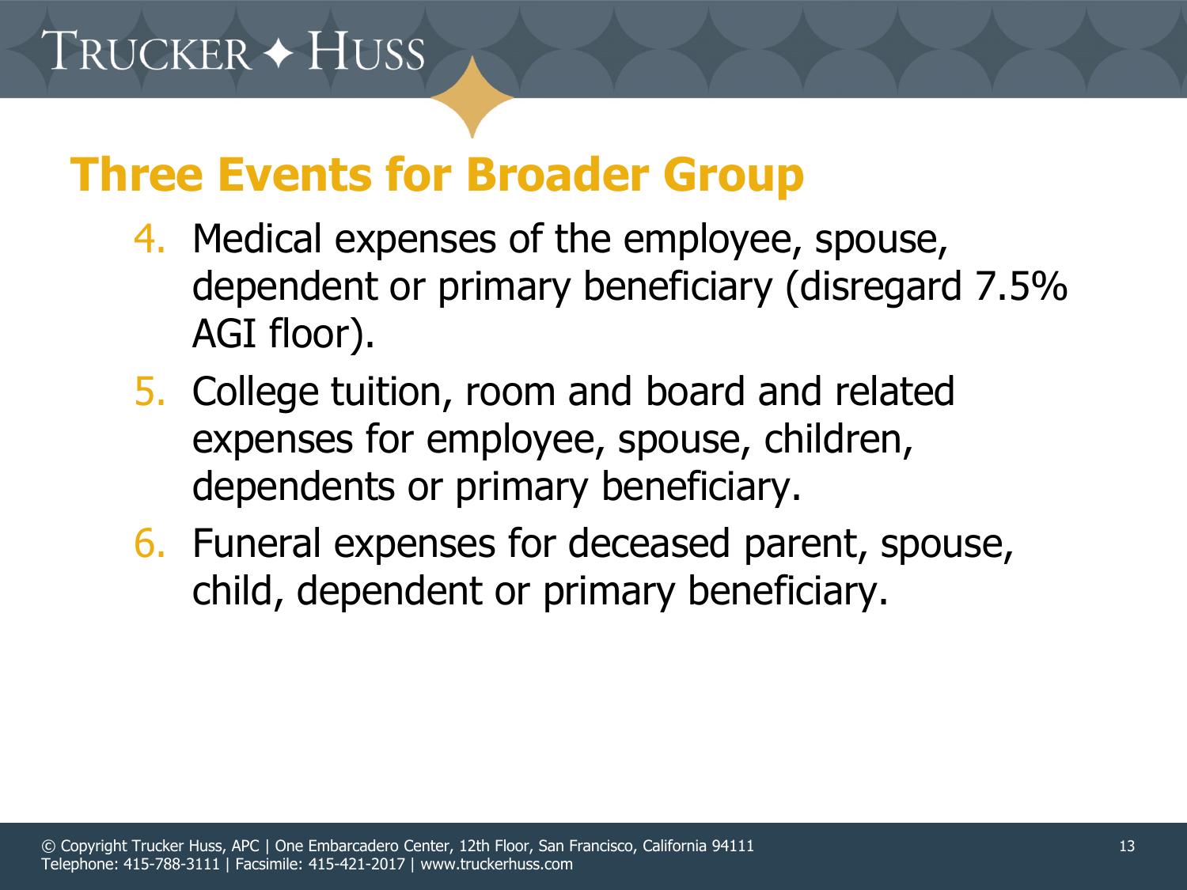## Three Events for Broader Group

4. Medical expenses of the employee, spouse, dependent or primary beneficiary (disregard 7.5% AGI floor).
5. College tuition, room and board and related expenses for employee, spouse, children, dependents or primary beneficiary.
6. Funeral expenses for deceased parent, spouse, child, dependent or primary beneficiary.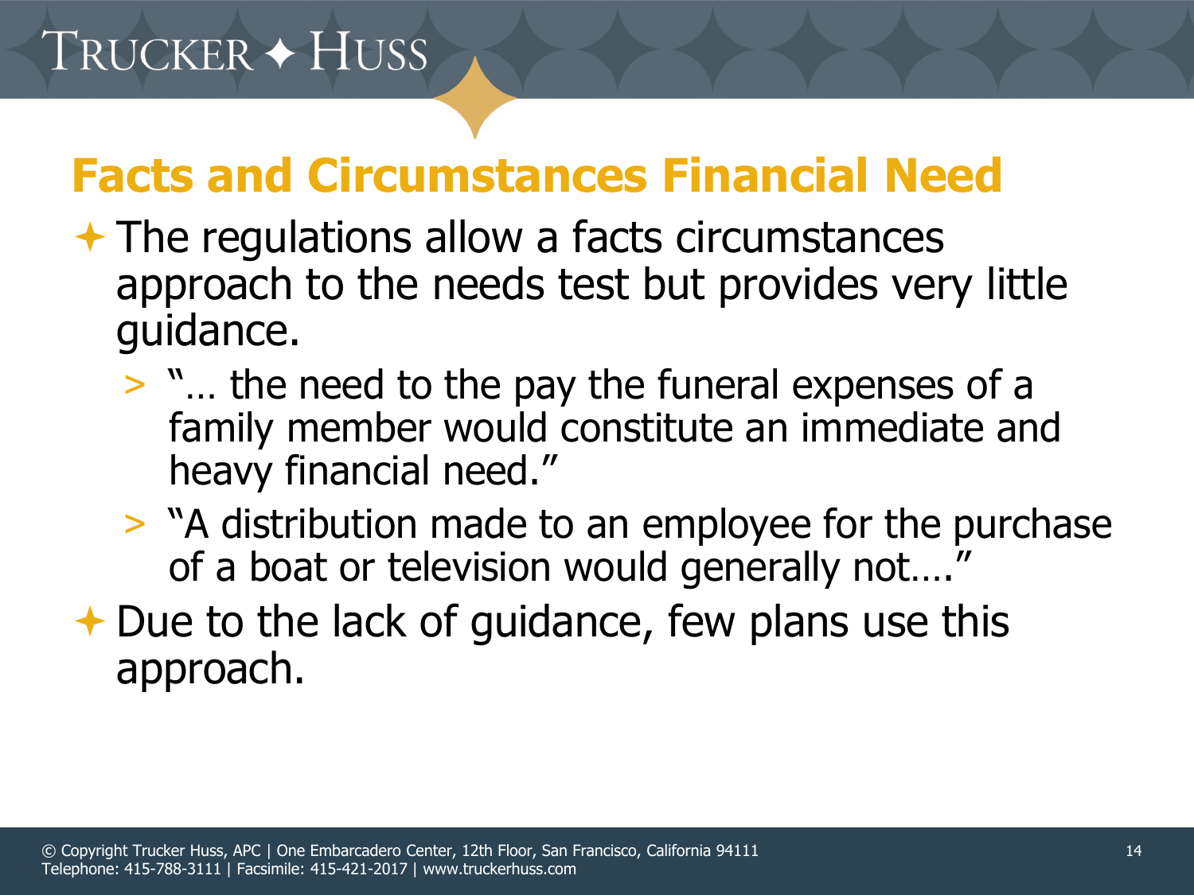# Facts and Circumstances Financial Need

- The regulations allow a facts circumstances approach to the needs test but provides very little guidance.
  - "… the need to the pay the funeral expenses of a family member would constitute an immediate and heavy financial need."
  - "A distribution made to an employee for the purchase of a boat or television would generally not…."
- Due to the lack of guidance, few plans use this approach.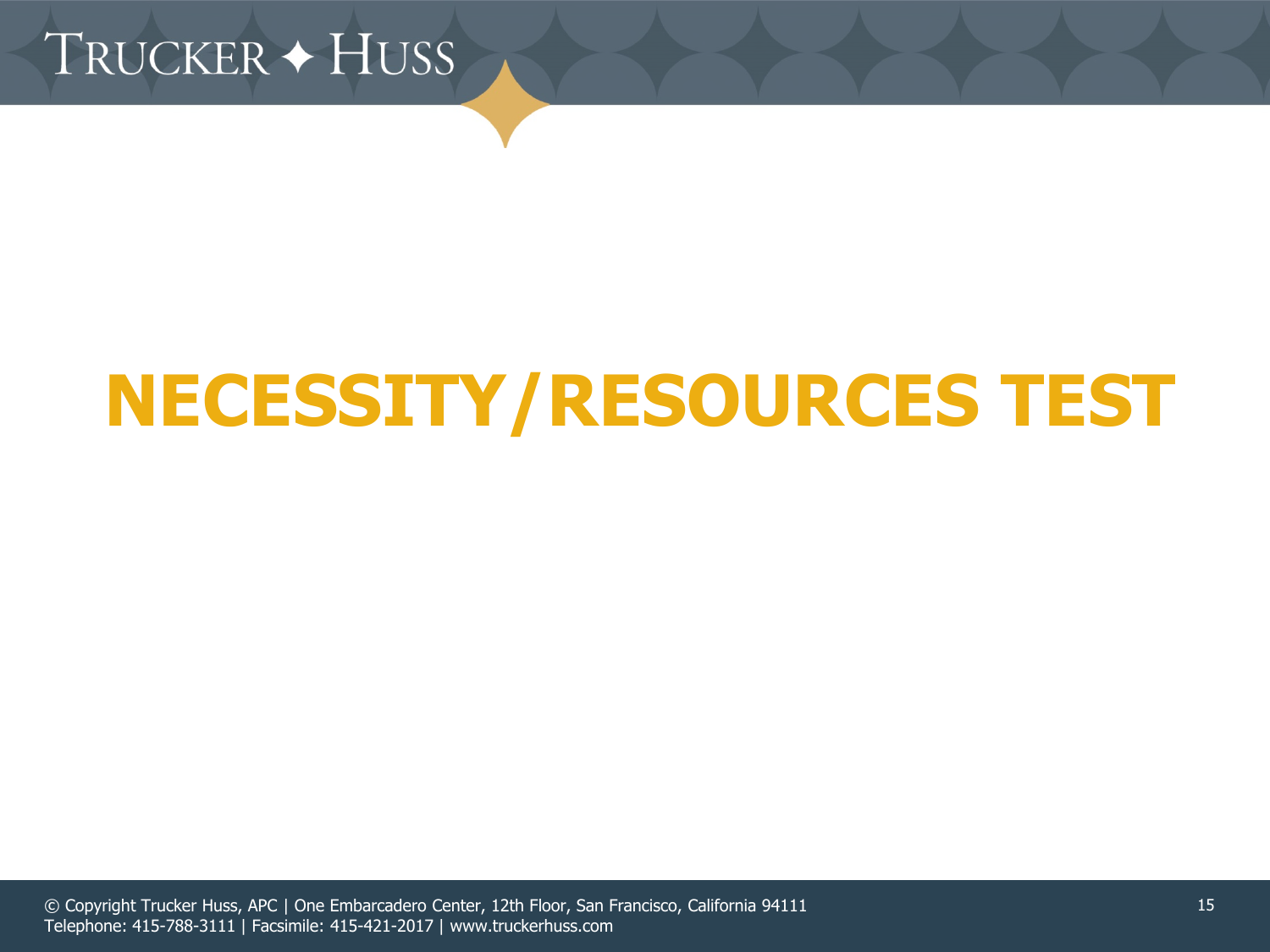# NECESSITY/RESOURCES TEST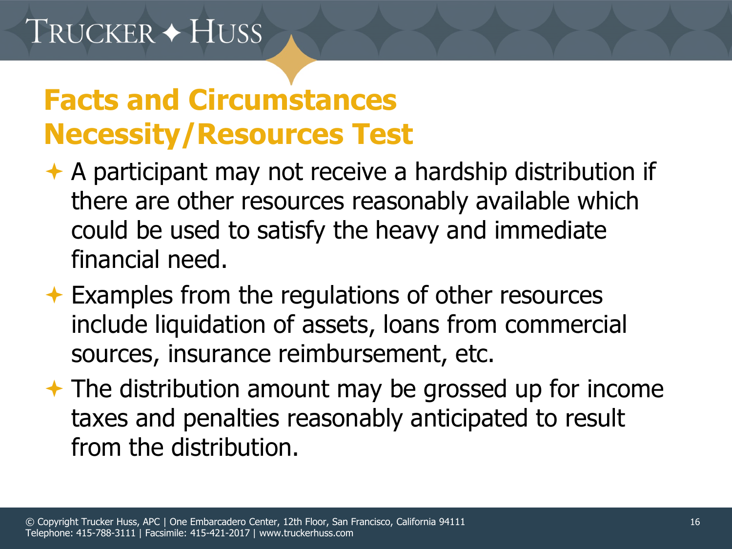# Facts and Circumstances Necessity/Resources Test

- A participant may not receive a hardship distribution if there are other resources reasonably available which could be used to satisfy the heavy and immediate financial need.
- Examples from the regulations of other resources include liquidation of assets, loans from commercial sources, insurance reimbursement, etc.
- The distribution amount may be grossed up for income taxes and penalties reasonably anticipated to result from the distribution.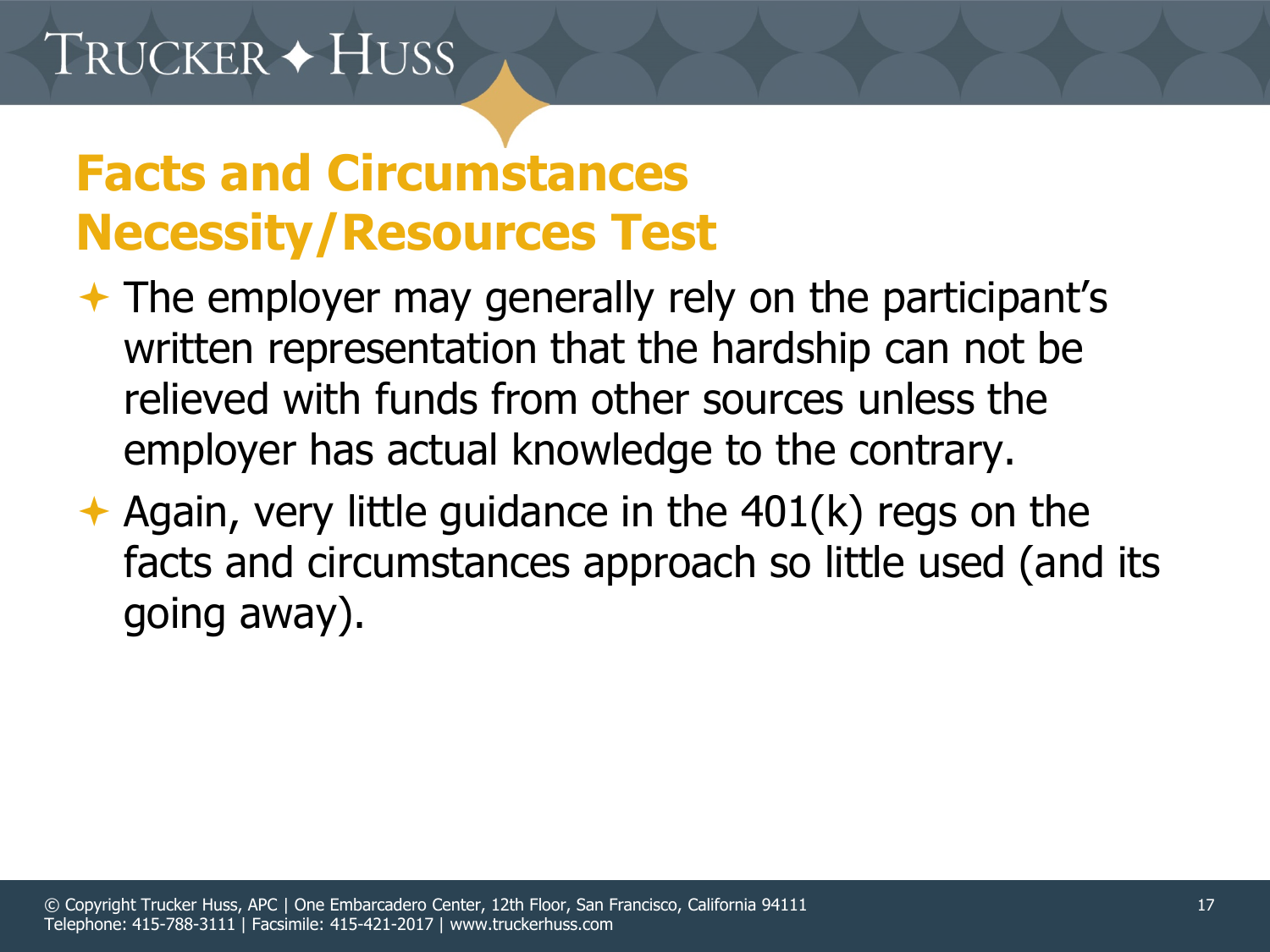# Facts and Circumstances Necessity/Resources Test

- The employer may generally rely on the participant's written representation that the hardship can not be relieved with funds from other sources unless the employer has actual knowledge to the contrary.
- Again, very little guidance in the 401(k) regs on the facts and circumstances approach so little used (and its going away).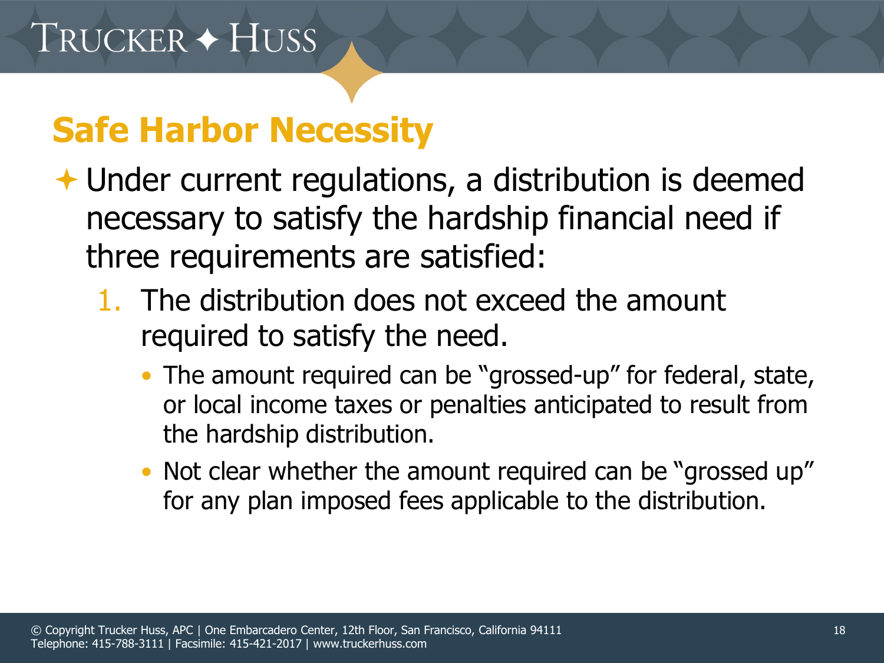## Safe Harbor Necessity

- Under current regulations, a distribution is deemed necessary to satisfy the hardship financial need if three requirements are satisfied:
  1. The distribution does not exceed the amount required to satisfy the need.
     - The amount required can be "grossed-up" for federal, state, or local income taxes or penalties anticipated to result from the hardship distribution.
     - Not clear whether the amount required can be "grossed up" for any plan imposed fees applicable to the distribution.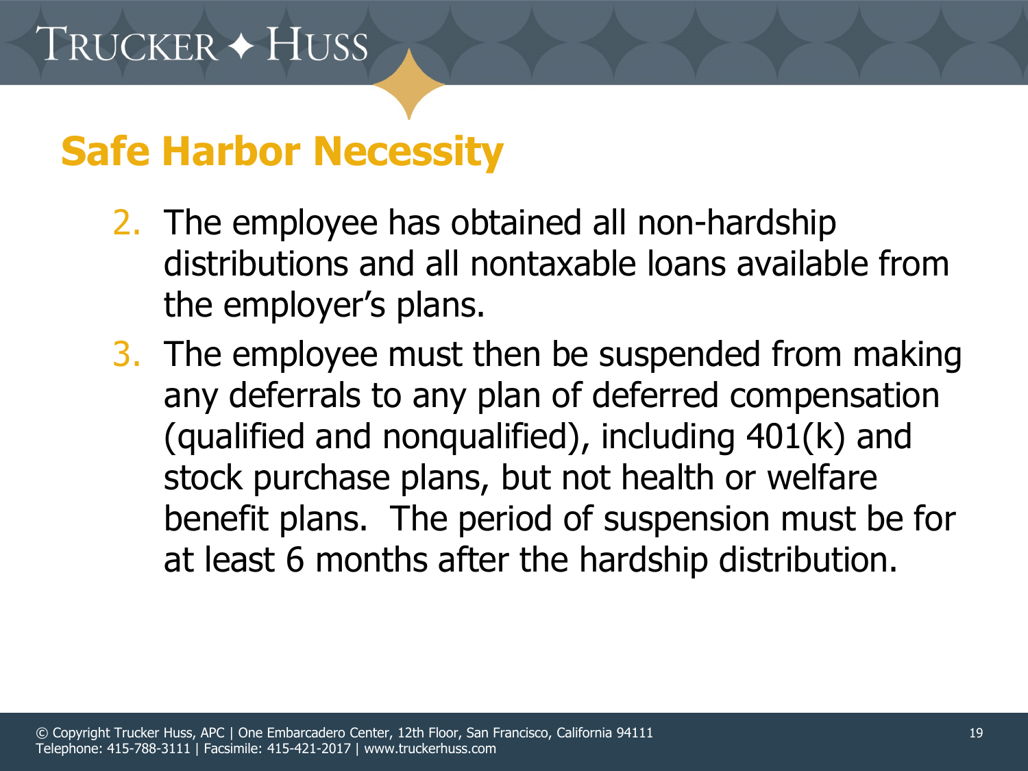## Safe Harbor Necessity

2. The employee has obtained all non-hardship distributions and all nontaxable loans available from the employer's plans.
3. The employee must then be suspended from making any deferrals to any plan of deferred compensation (qualified and nonqualified), including 401(k) and stock purchase plans, but not health or welfare benefit plans. The period of suspension must be for at least 6 months after the hardship distribution.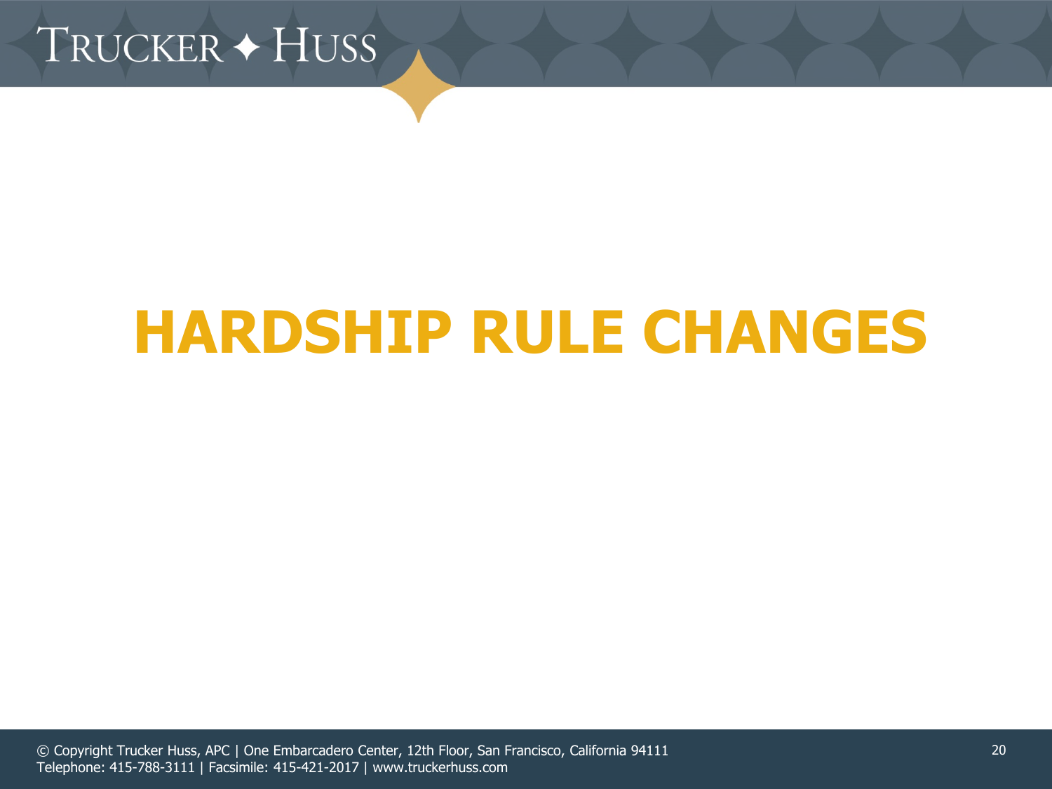# HARDSHIP RULE CHANGES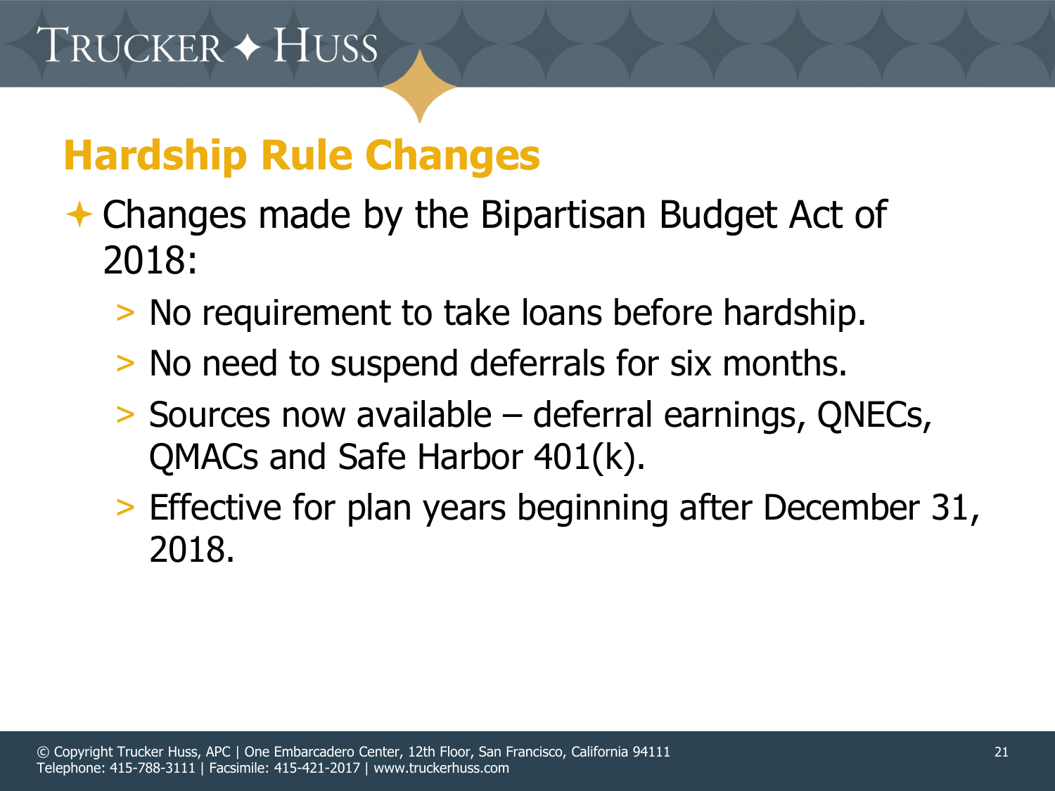## Hardship Rule Changes

- Changes made by the Bipartisan Budget Act of 2018:
  - No requirement to take loans before hardship.
  - No need to suspend deferrals for six months.
  - Sources now available – deferral earnings, QNECs, QMACs and Safe Harbor 401(k).
  - Effective for plan years beginning after December 31, 2018.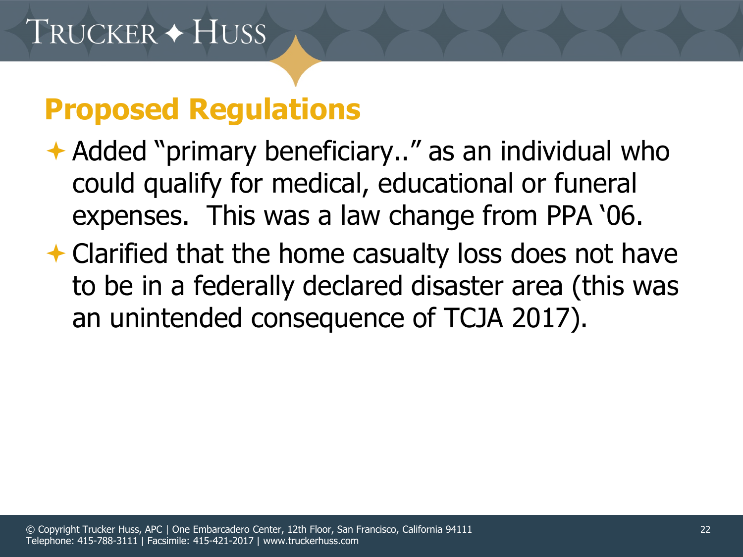## Proposed Regulations

- Added "primary beneficiary.." as an individual who could qualify for medical, educational or funeral expenses. This was a law change from PPA '06.
- Clarified that the home casualty loss does not have to be in a federally declared disaster area (this was an unintended consequence of TCJA 2017).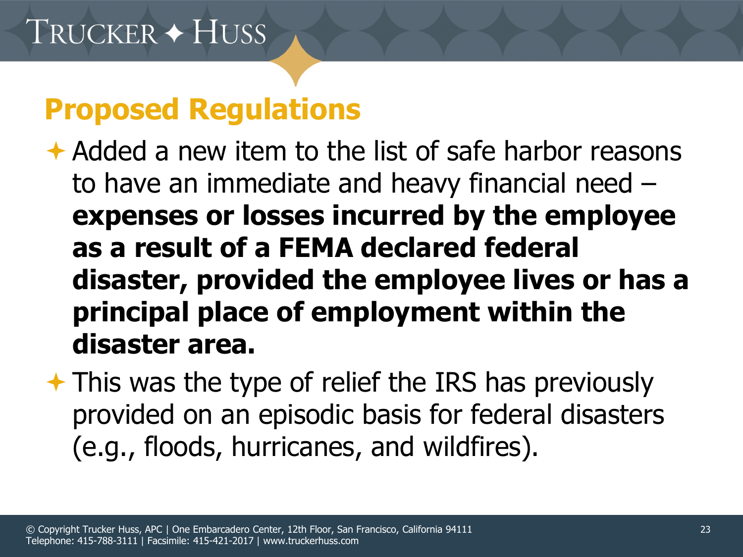## Proposed Regulations

- Added a new item to the list of safe harbor reasons to have an immediate and heavy financial need – **expenses or losses incurred by the employee as a result of a FEMA declared federal disaster, provided the employee lives or has a principal place of employment within the disaster area.**
- This was the type of relief the IRS has previously provided on an episodic basis for federal disasters (e.g., floods, hurricanes, and wildfires).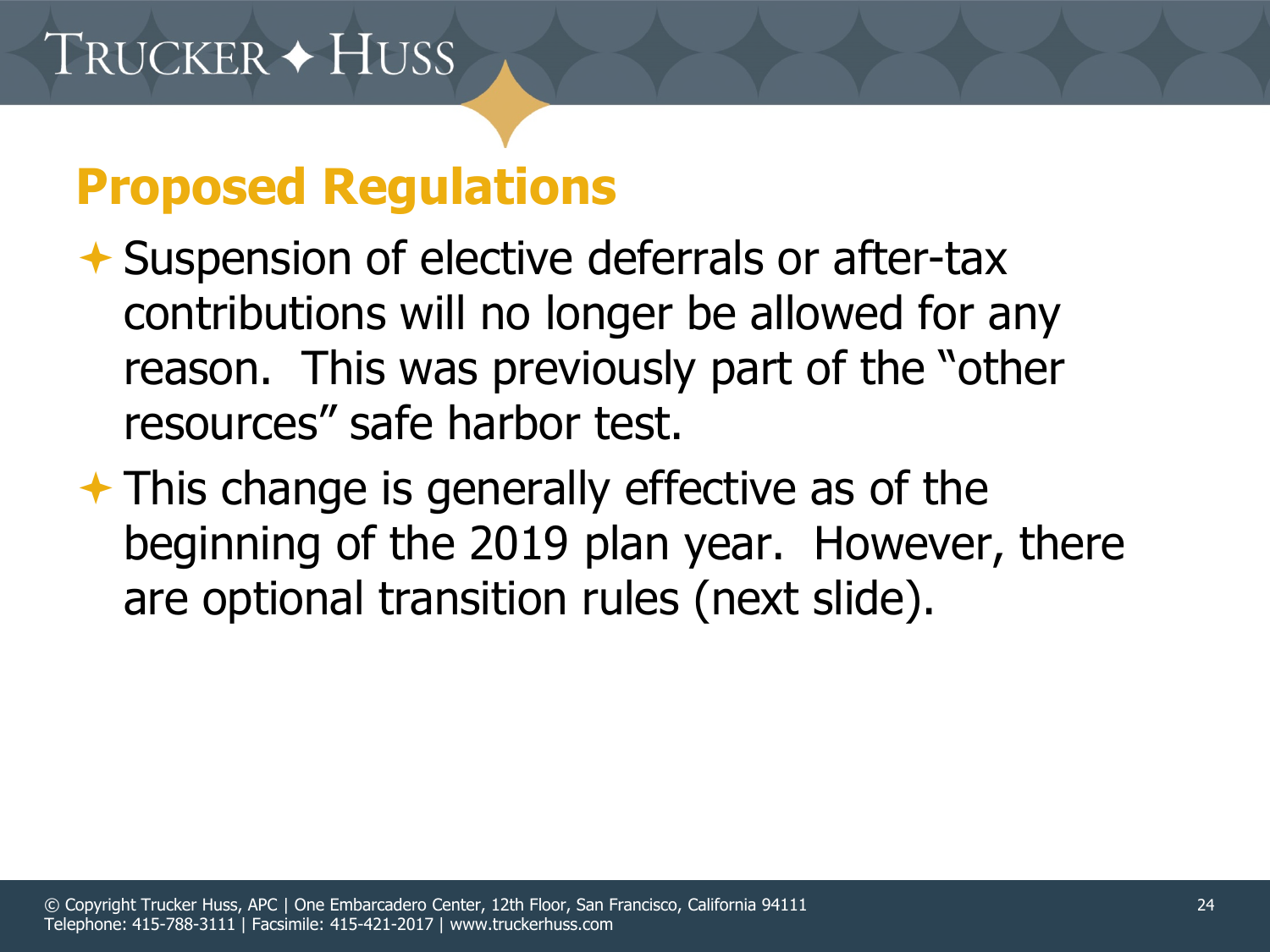## Proposed Regulations

- Suspension of elective deferrals or after-tax contributions will no longer be allowed for any reason. This was previously part of the "other resources" safe harbor test.
- This change is generally effective as of the beginning of the 2019 plan year. However, there are optional transition rules (next slide).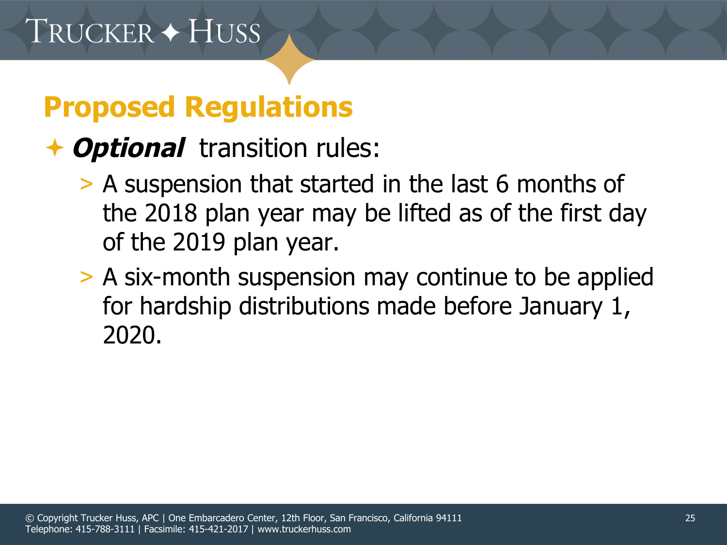## Proposed Regulations

- ***Optional*** transition rules:
  - A suspension that started in the last 6 months of the 2018 plan year may be lifted as of the first day of the 2019 plan year.
  - A six-month suspension may continue to be applied for hardship distributions made before January 1, 2020.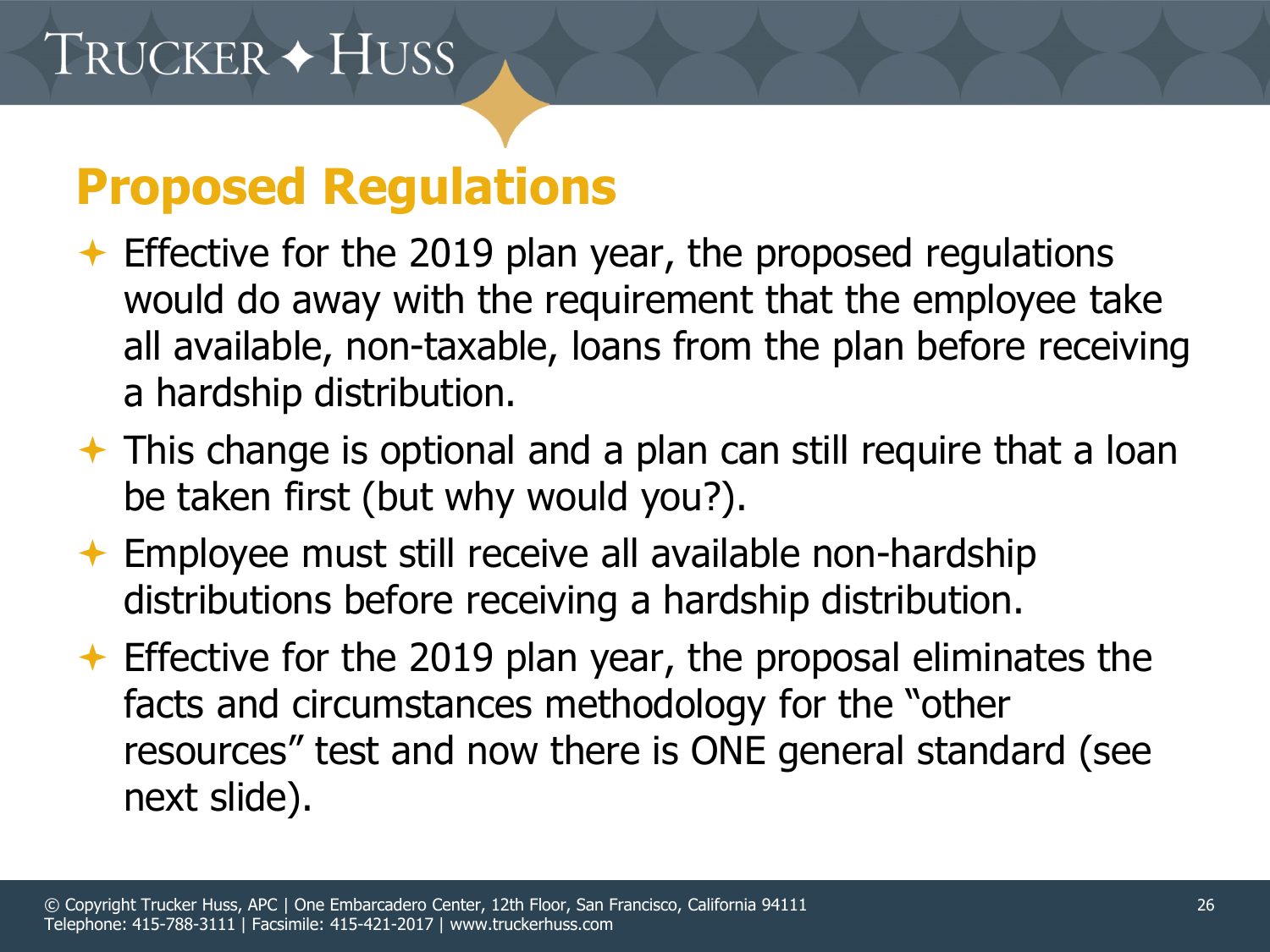# Proposed Regulations

- Effective for the 2019 plan year, the proposed regulations would do away with the requirement that the employee take all available, non-taxable, loans from the plan before receiving a hardship distribution.
- This change is optional and a plan can still require that a loan be taken first (but why would you?).
- Employee must still receive all available non-hardship distributions before receiving a hardship distribution.
- Effective for the 2019 plan year, the proposal eliminates the facts and circumstances methodology for the "other resources" test and now there is ONE general standard (see next slide).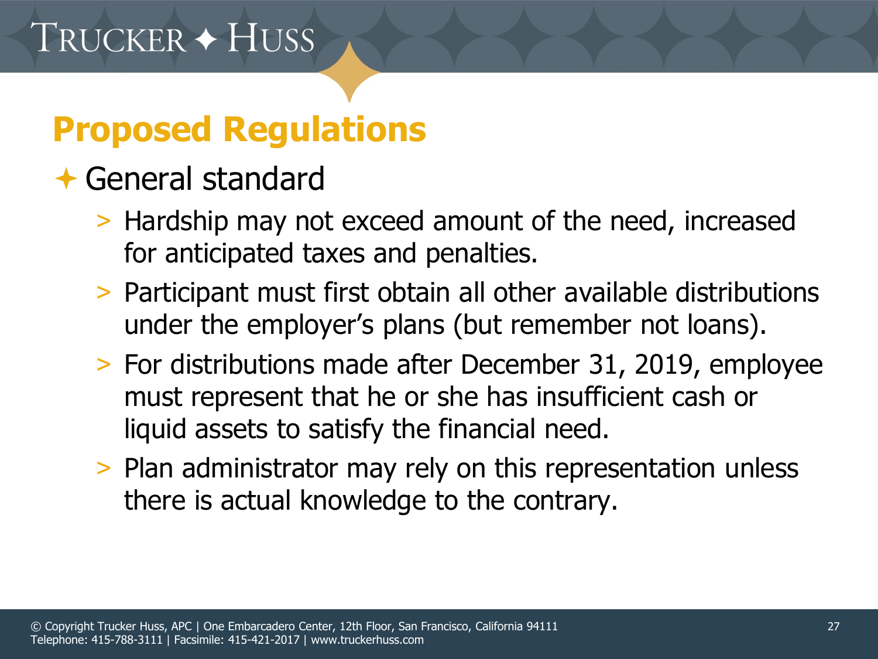# Proposed Regulations

- General standard
  - Hardship may not exceed amount of the need, increased for anticipated taxes and penalties.
  - Participant must first obtain all other available distributions under the employer's plans (but remember not loans).
  - For distributions made after December 31, 2019, employee must represent that he or she has insufficient cash or liquid assets to satisfy the financial need.
  - Plan administrator may rely on this representation unless there is actual knowledge to the contrary.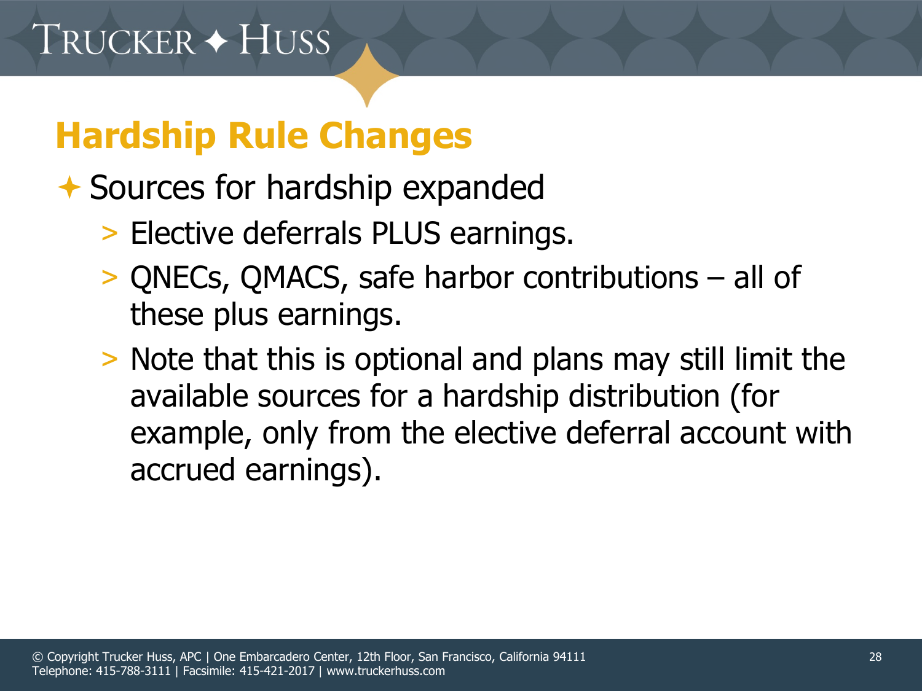## Hardship Rule Changes

- Sources for hardship expanded
  - Elective deferrals PLUS earnings.
  - QNECs, QMACS, safe harbor contributions – all of these plus earnings.
  - Note that this is optional and plans may still limit the available sources for a hardship distribution (for example, only from the elective deferral account with accrued earnings).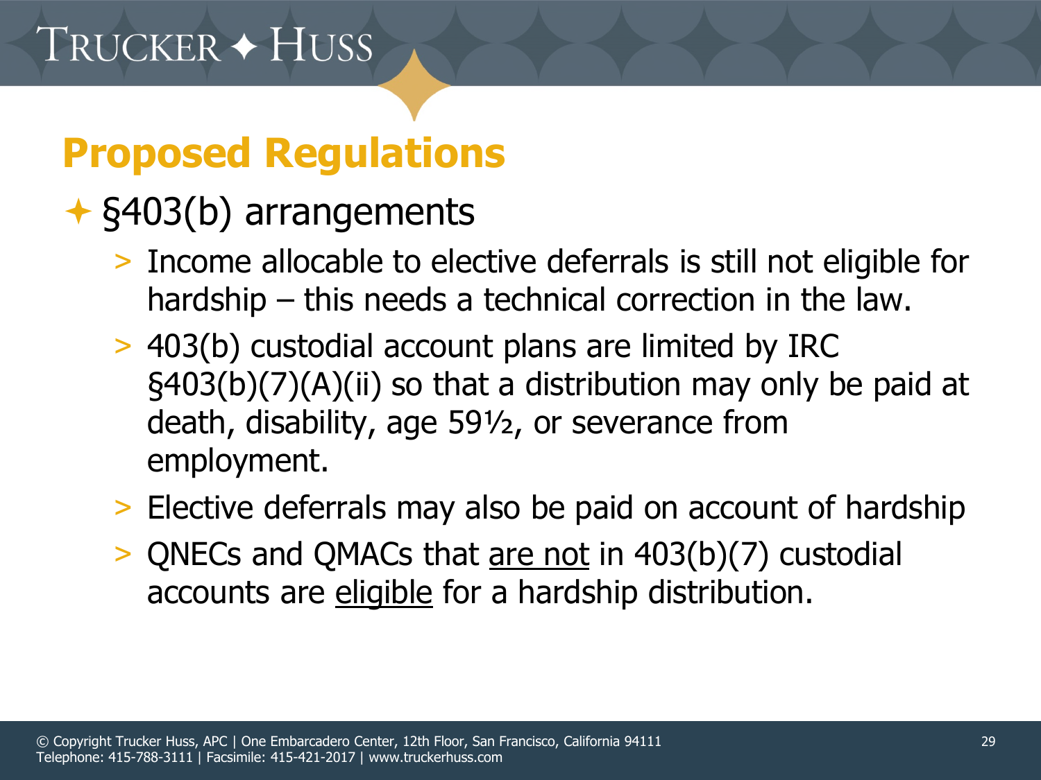## Proposed Regulations

- §403(b) arrangements
  - Income allocable to elective deferrals is still not eligible for hardship – this needs a technical correction in the law.
  - 403(b) custodial account plans are limited by IRC §403(b)(7)(A)(ii) so that a distribution may only be paid at death, disability, age 59½, or severance from employment.
  - Elective deferrals may also be paid on account of hardship
  - QNECs and QMACs that <u>are not</u> in 403(b)(7) custodial accounts are <u>eligible</u> for a hardship distribution.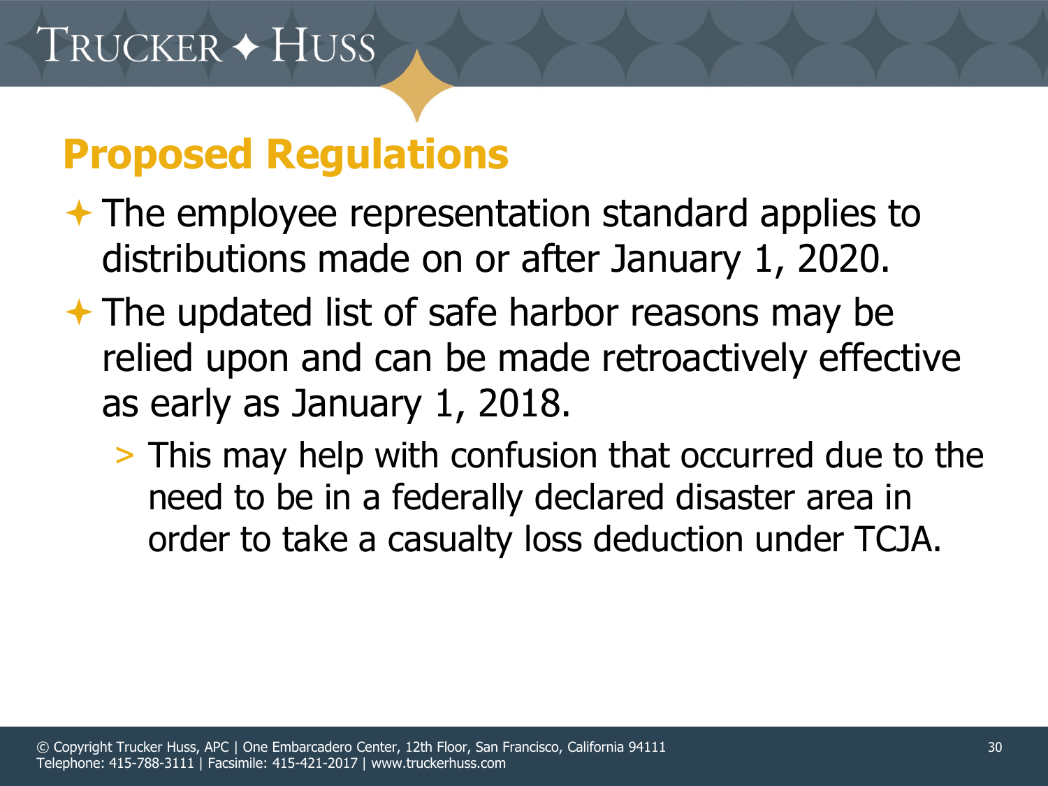## Proposed Regulations

- The employee representation standard applies to distributions made on or after January 1, 2020.
- The updated list of safe harbor reasons may be relied upon and can be made retroactively effective as early as January 1, 2018.
  - This may help with confusion that occurred due to the need to be in a federally declared disaster area in order to take a casualty loss deduction under TCJA.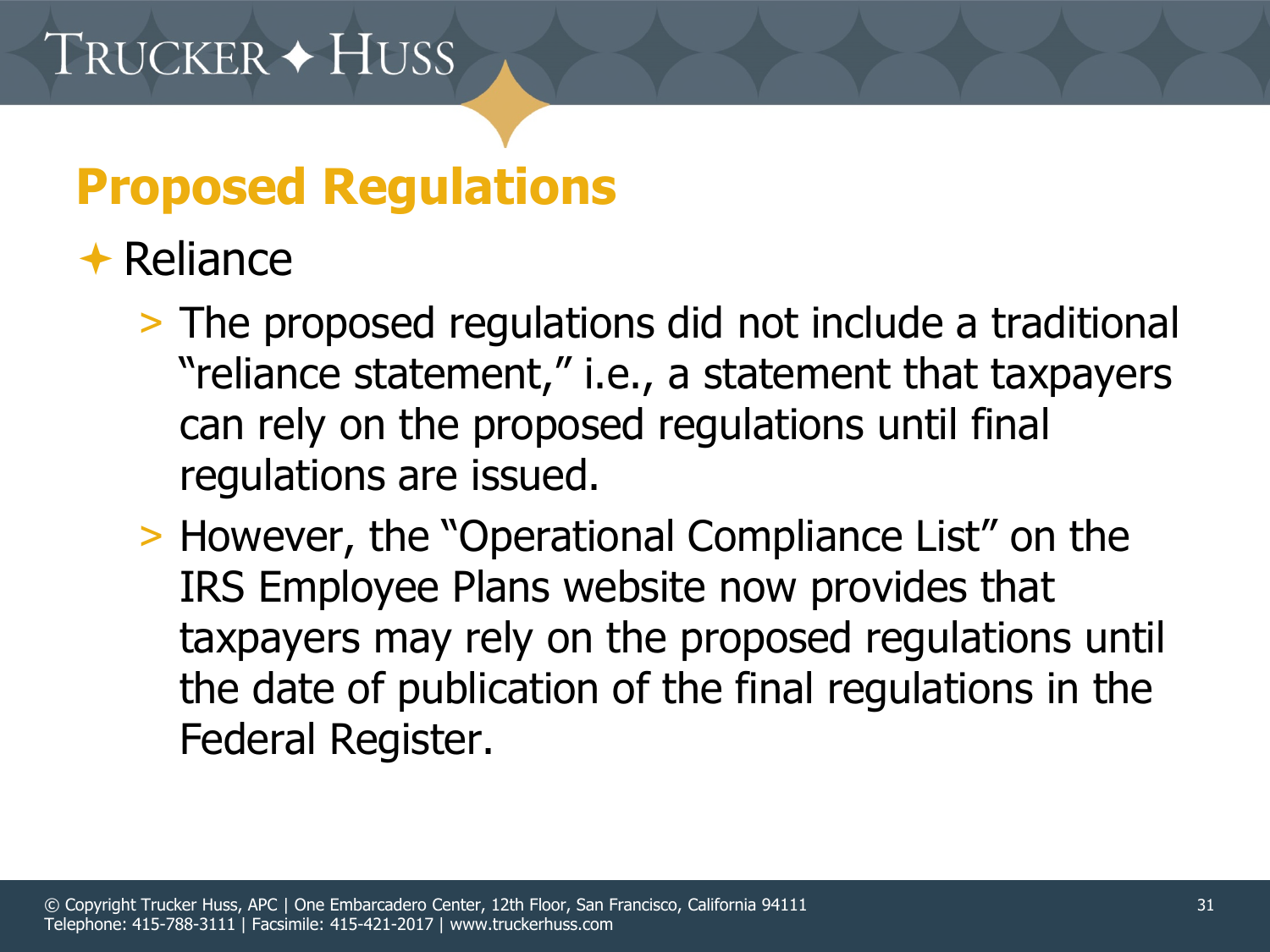## Proposed Regulations

- Reliance
  - The proposed regulations did not include a traditional "reliance statement," i.e., a statement that taxpayers can rely on the proposed regulations until final regulations are issued.
  - However, the "Operational Compliance List" on the IRS Employee Plans website now provides that taxpayers may rely on the proposed regulations until the date of publication of the final regulations in the Federal Register.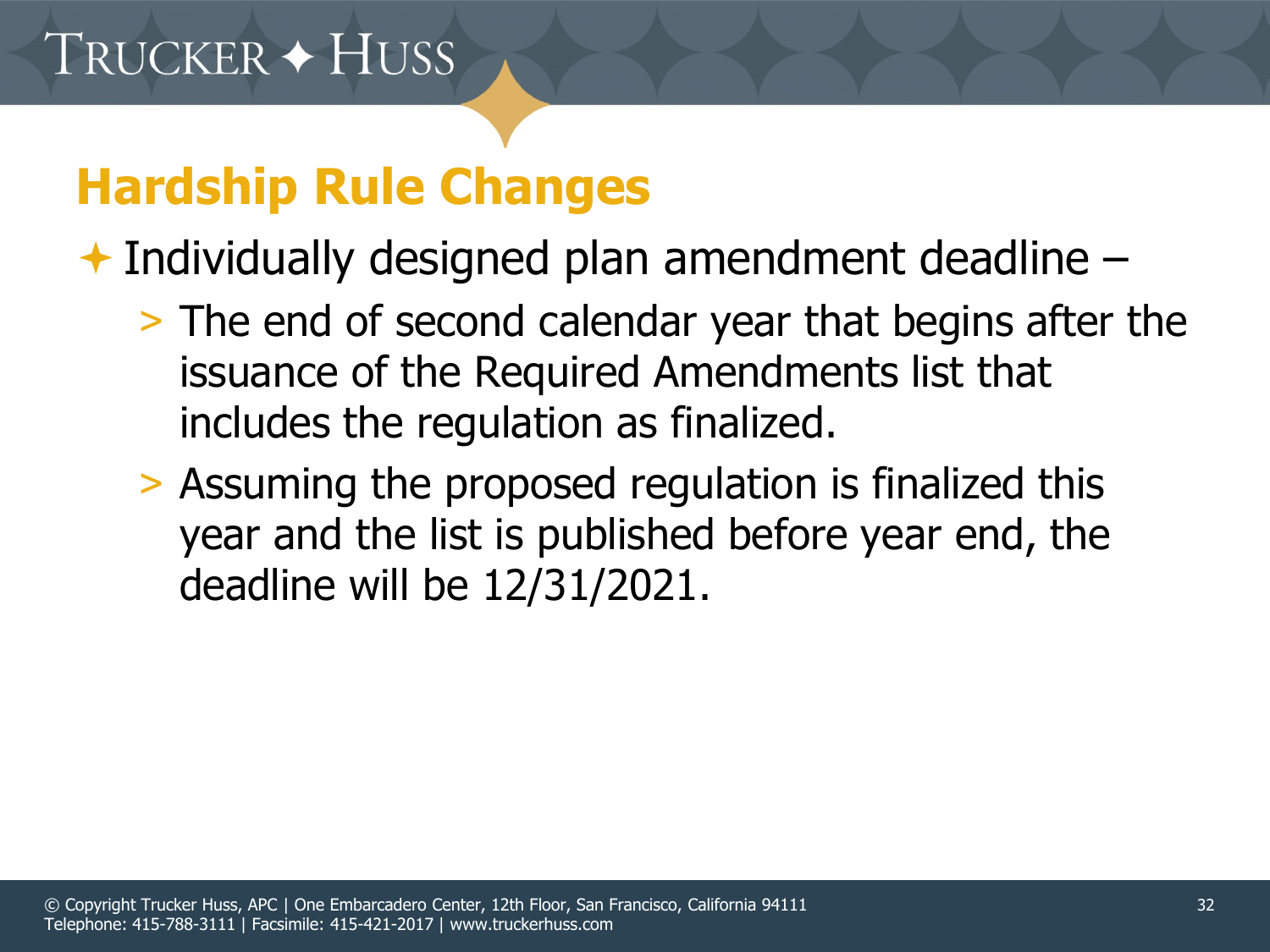## Hardship Rule Changes

- Individually designed plan amendment deadline –
  - The end of second calendar year that begins after the issuance of the Required Amendments list that includes the regulation as finalized.
  - Assuming the proposed regulation is finalized this year and the list is published before year end, the deadline will be 12/31/2021.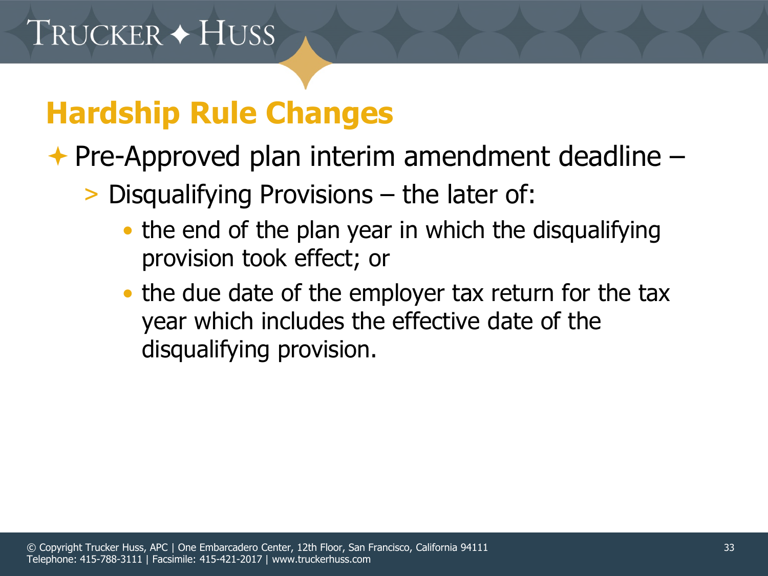## Hardship Rule Changes

- Pre-Approved plan interim amendment deadline –
  - Disqualifying Provisions – the later of:
    - the end of the plan year in which the disqualifying provision took effect; or
    - the due date of the employer tax return for the tax year which includes the effective date of the disqualifying provision.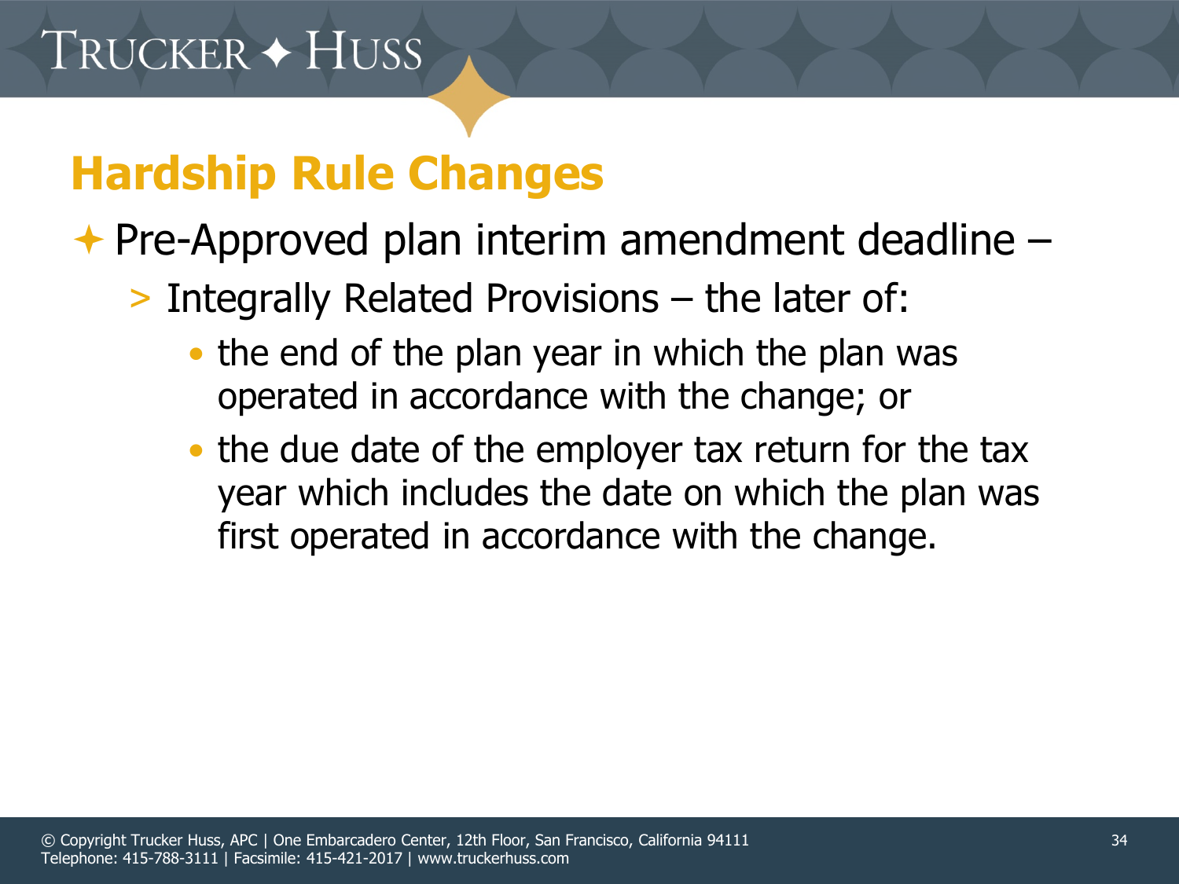## Hardship Rule Changes

- Pre-Approved plan interim amendment deadline –
  - Integrally Related Provisions – the later of:
    - the end of the plan year in which the plan was operated in accordance with the change; or
    - the due date of the employer tax return for the tax year which includes the date on which the plan was first operated in accordance with the change.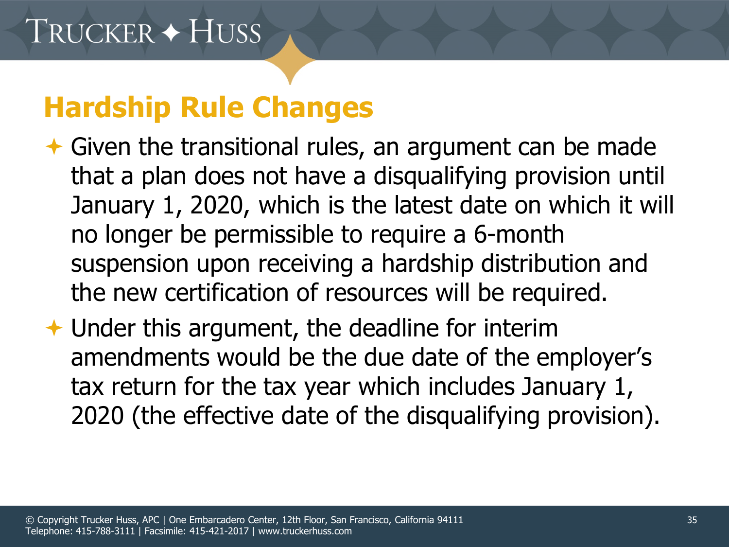## Hardship Rule Changes

- Given the transitional rules, an argument can be made that a plan does not have a disqualifying provision until January 1, 2020, which is the latest date on which it will no longer be permissible to require a 6-month suspension upon receiving a hardship distribution and the new certification of resources will be required.
- Under this argument, the deadline for interim amendments would be the due date of the employer's tax return for the tax year which includes January 1, 2020 (the effective date of the disqualifying provision).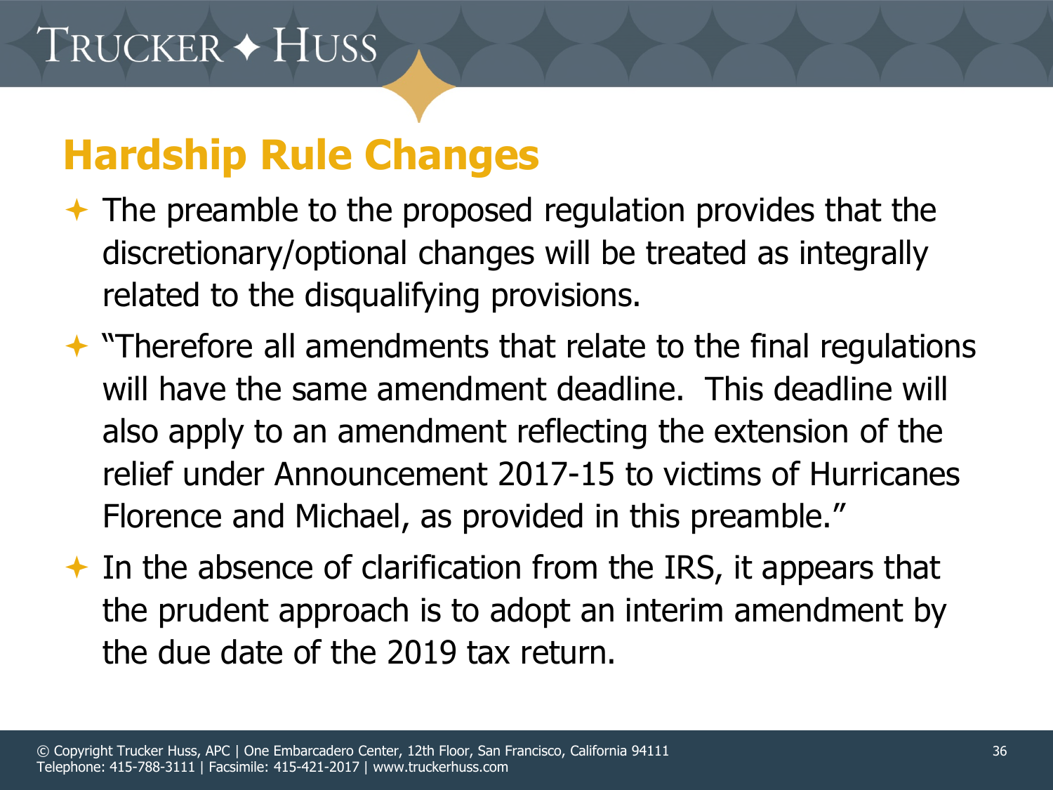## Hardship Rule Changes

- The preamble to the proposed regulation provides that the discretionary/optional changes will be treated as integrally related to the disqualifying provisions.
- "Therefore all amendments that relate to the final regulations will have the same amendment deadline. This deadline will also apply to an amendment reflecting the extension of the relief under Announcement 2017-15 to victims of Hurricanes Florence and Michael, as provided in this preamble."
- In the absence of clarification from the IRS, it appears that the prudent approach is to adopt an interim amendment by the due date of the 2019 tax return.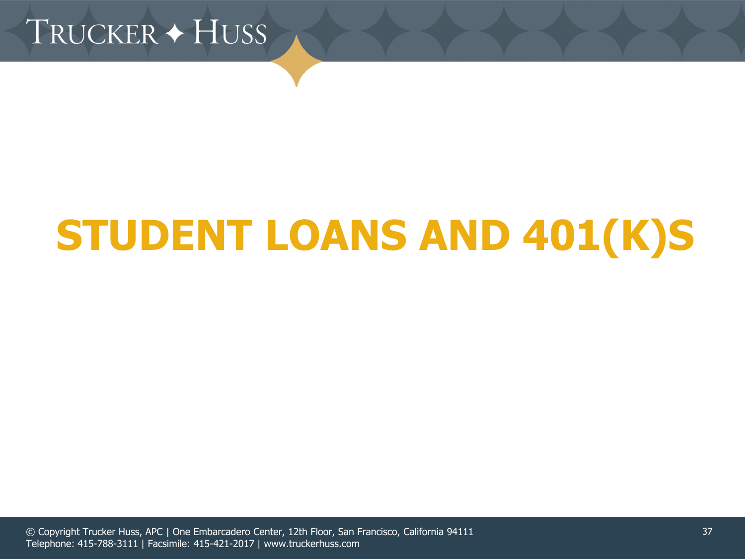# STUDENT LOANS AND 401(K)S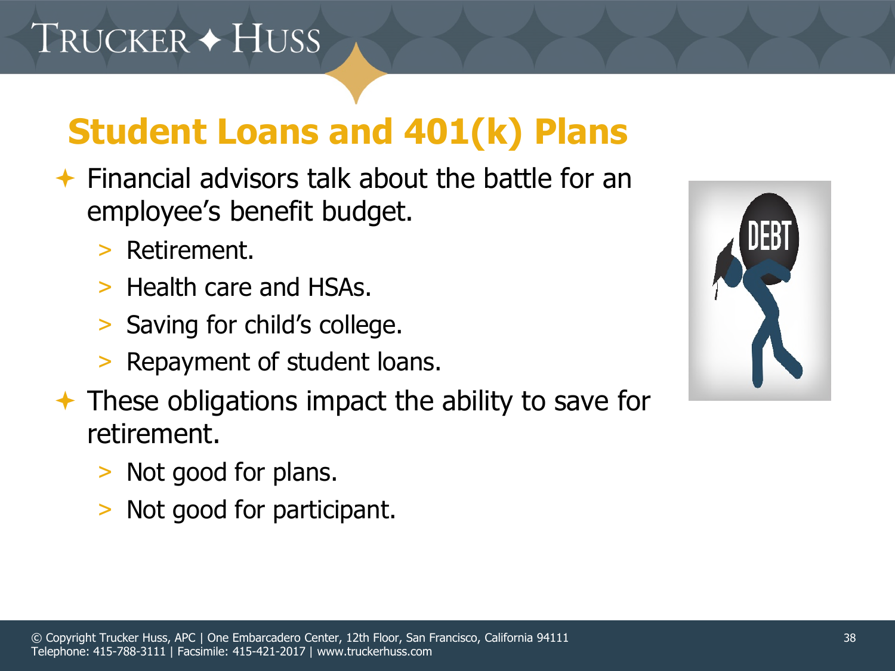## Student Loans and 401(k) Plans

- Financial advisors talk about the battle for an employee's benefit budget.
  - Retirement.
  - Health care and HSAs.
  - Saving for child's college.
  - Repayment of student loans.
- These obligations impact the ability to save for retirement.
  - Not good for plans.
  - Not good for participant.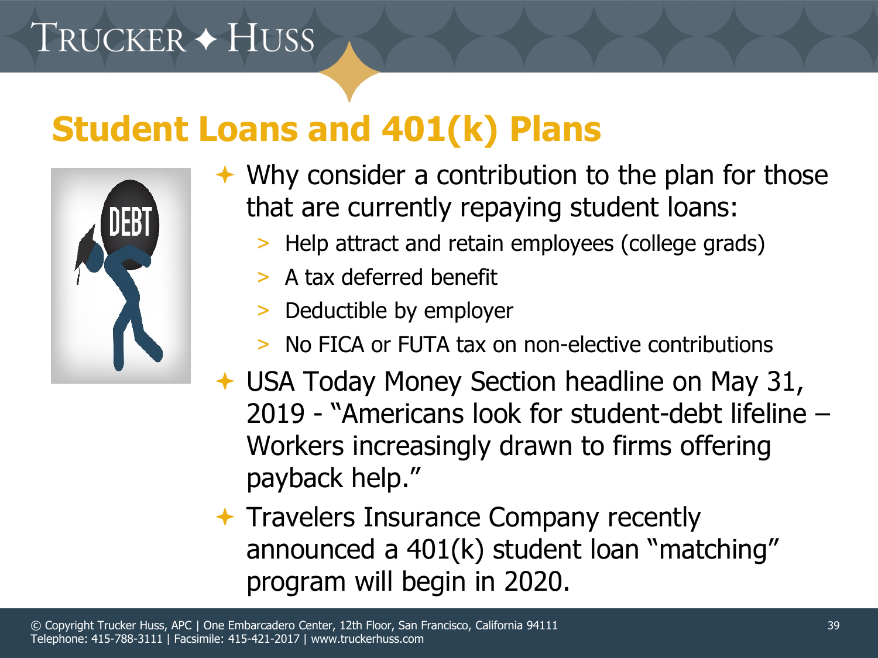# Student Loans and 401(k) Plans

- Why consider a contribution to the plan for those that are currently repaying student loans:
  - Help attract and retain employees (college grads)
  - A tax deferred benefit
  - Deductible by employer
  - No FICA or FUTA tax on non-elective contributions
- USA Today Money Section headline on May 31, 2019 - "Americans look for student-debt lifeline – Workers increasingly drawn to firms offering payback help."
- Travelers Insurance Company recently announced a 401(k) student loan "matching" program will begin in 2020.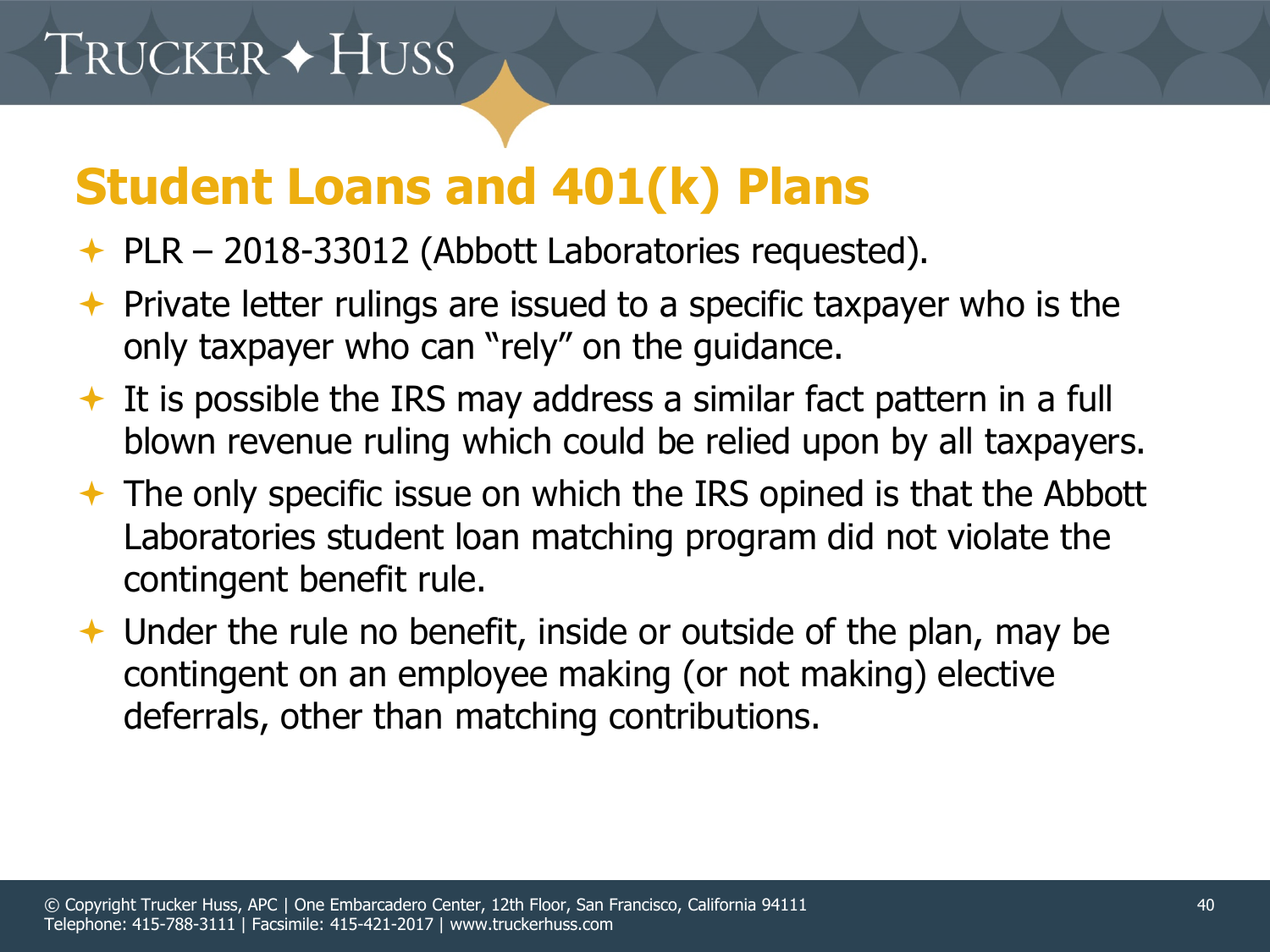# Student Loans and 401(k) Plans

- PLR – 2018-33012 (Abbott Laboratories requested).
- Private letter rulings are issued to a specific taxpayer who is the only taxpayer who can "rely" on the guidance.
- It is possible the IRS may address a similar fact pattern in a full blown revenue ruling which could be relied upon by all taxpayers.
- The only specific issue on which the IRS opined is that the Abbott Laboratories student loan matching program did not violate the contingent benefit rule.
- Under the rule no benefit, inside or outside of the plan, may be contingent on an employee making (or not making) elective deferrals, other than matching contributions.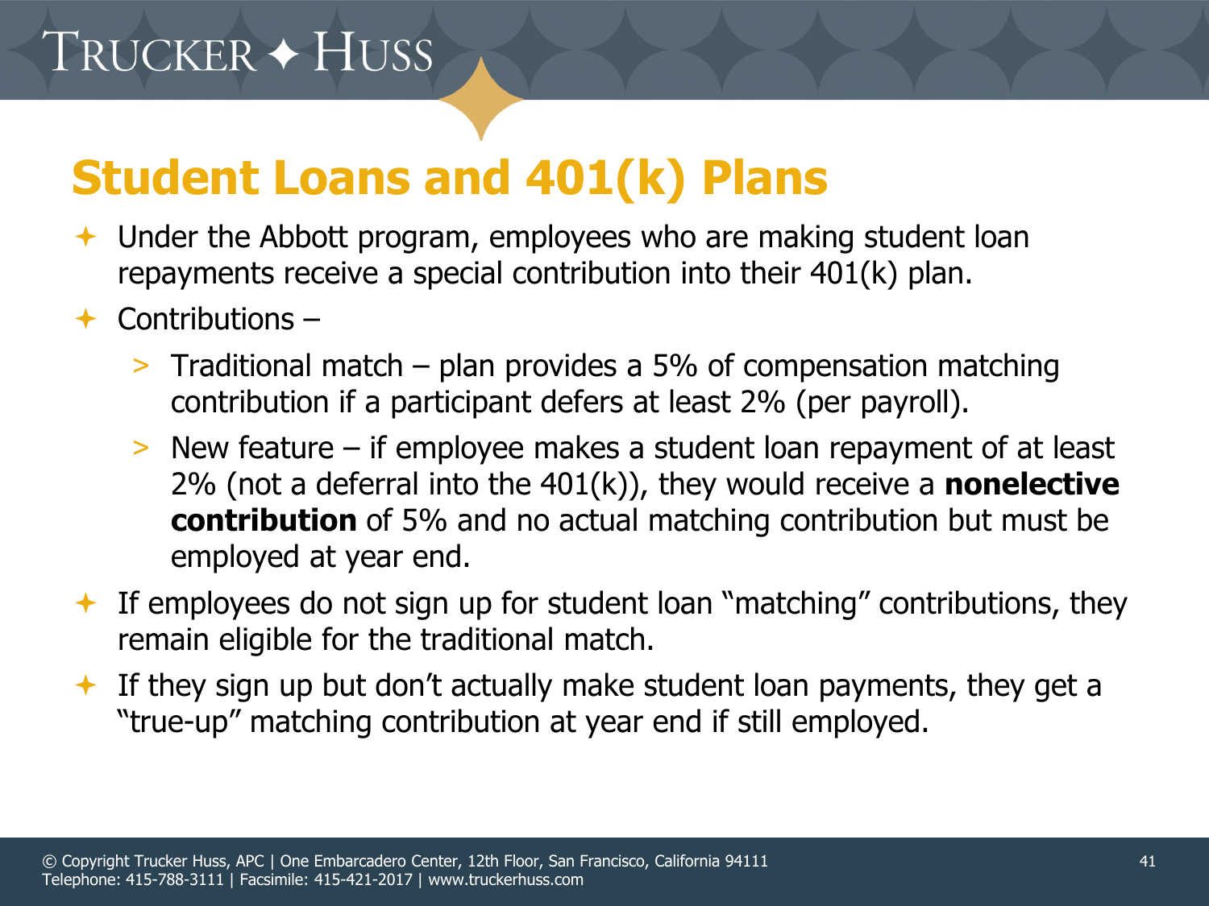# Student Loans and 401(k) Plans

- Under the Abbott program, employees who are making student loan repayments receive a special contribution into their 401(k) plan.
- Contributions –
  - Traditional match – plan provides a 5% of compensation matching contribution if a participant defers at least 2% (per payroll).
  - New feature – if employee makes a student loan repayment of at least 2% (not a deferral into the 401(k)), they would receive a **nonelective contribution** of 5% and no actual matching contribution but must be employed at year end.
- If employees do not sign up for student loan "matching" contributions, they remain eligible for the traditional match.
- If they sign up but don't actually make student loan payments, they get a "true-up" matching contribution at year end if still employed.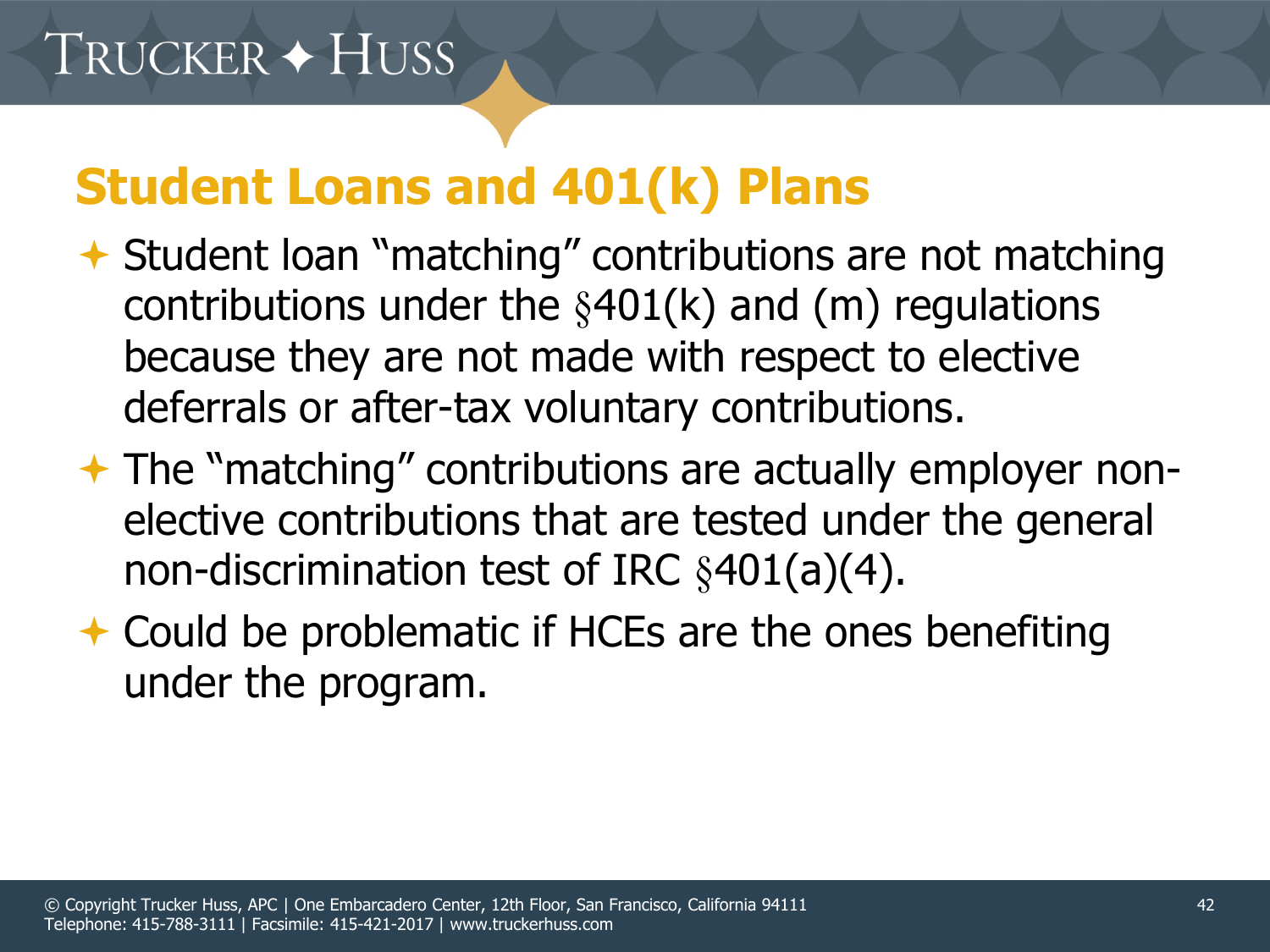## Student Loans and 401(k) Plans

- Student loan "matching" contributions are not matching contributions under the §401(k) and (m) regulations because they are not made with respect to elective deferrals or after-tax voluntary contributions.
- The "matching" contributions are actually employer non-elective contributions that are tested under the general non-discrimination test of IRC §401(a)(4).
- Could be problematic if HCEs are the ones benefiting under the program.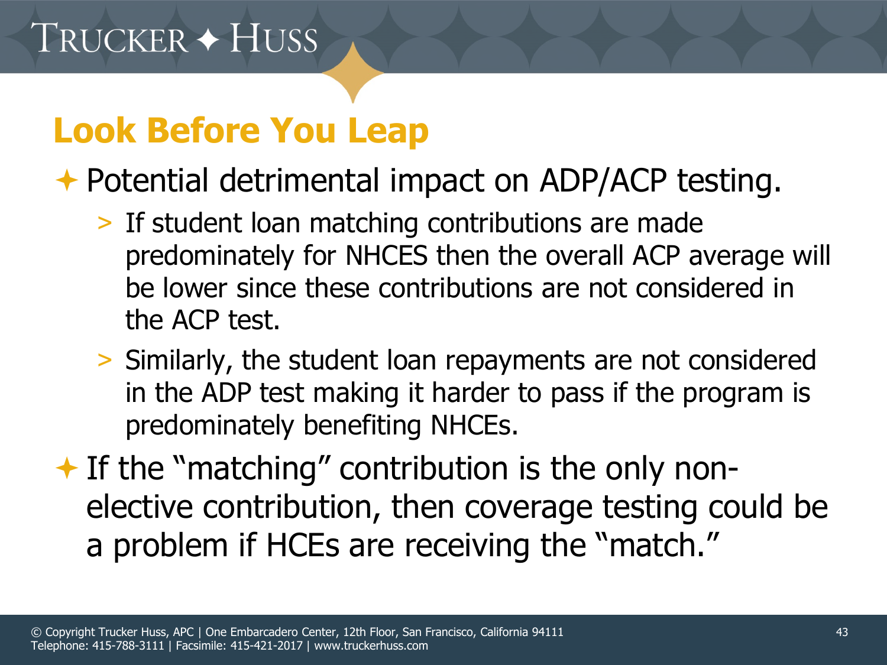## Look Before You Leap

- Potential detrimental impact on ADP/ACP testing.
  - If student loan matching contributions are made predominately for NHCES then the overall ACP average will be lower since these contributions are not considered in the ACP test.
  - Similarly, the student loan repayments are not considered in the ADP test making it harder to pass if the program is predominately benefiting NHCEs.
- If the "matching" contribution is the only non-elective contribution, then coverage testing could be a problem if HCEs are receiving the "match."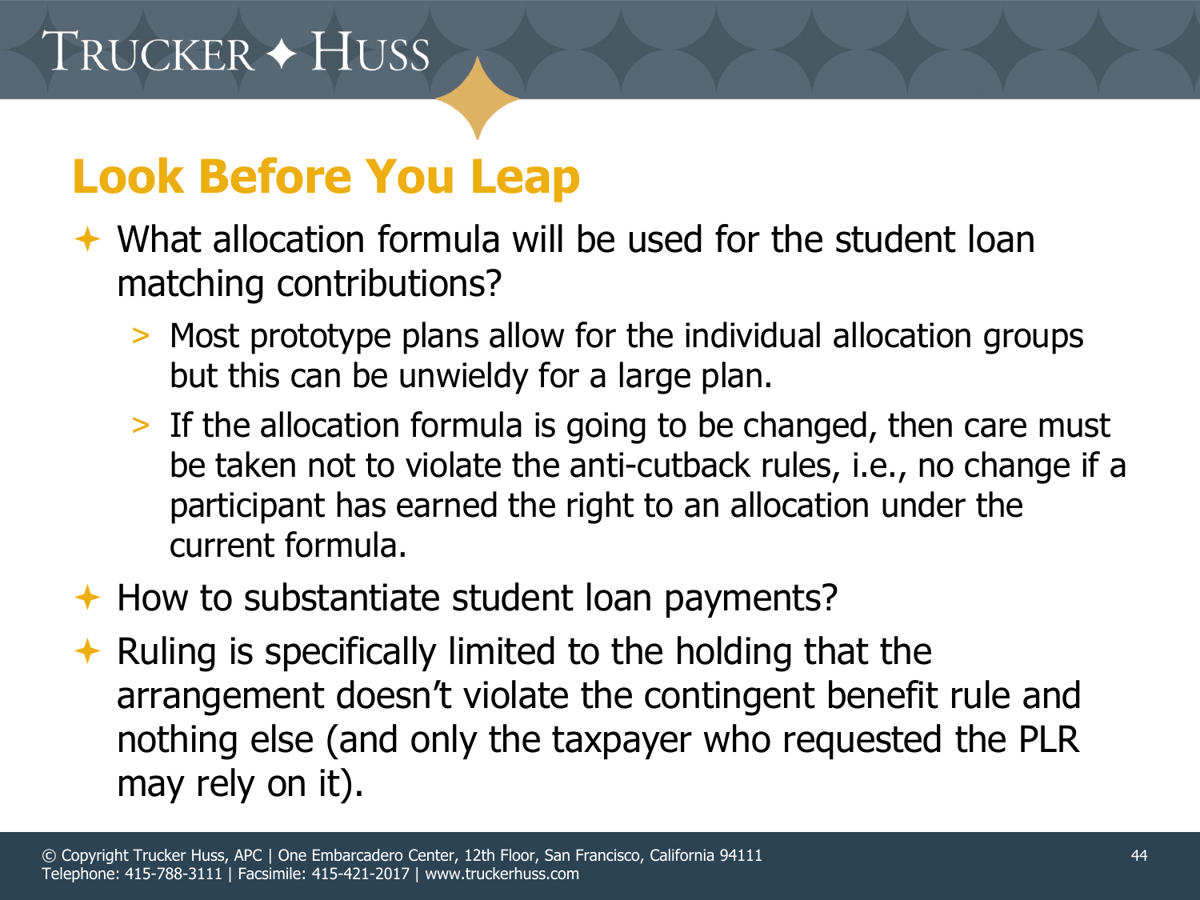# Look Before You Leap

- What allocation formula will be used for the student loan matching contributions?
  - Most prototype plans allow for the individual allocation groups but this can be unwieldy for a large plan.
  - If the allocation formula is going to be changed, then care must be taken not to violate the anti-cutback rules, i.e., no change if a participant has earned the right to an allocation under the current formula.
- How to substantiate student loan payments?
- Ruling is specifically limited to the holding that the arrangement doesn't violate the contingent benefit rule and nothing else (and only the taxpayer who requested the PLR may rely on it).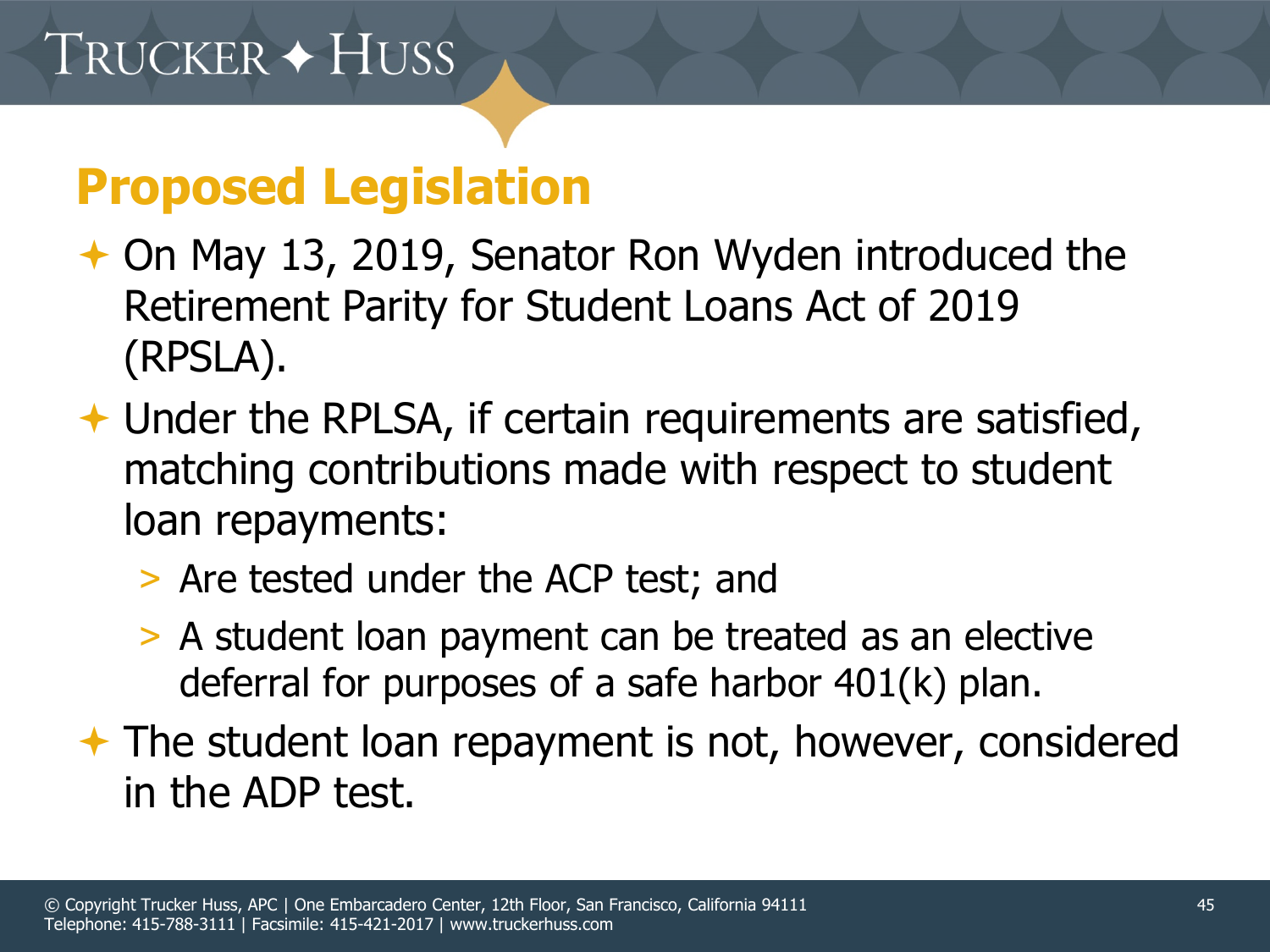## Proposed Legislation

- On May 13, 2019, Senator Ron Wyden introduced the Retirement Parity for Student Loans Act of 2019 (RPSLA).
- Under the RPLSA, if certain requirements are satisfied, matching contributions made with respect to student loan repayments:
  - Are tested under the ACP test; and
  - A student loan payment can be treated as an elective deferral for purposes of a safe harbor 401(k) plan.
- The student loan repayment is not, however, considered in the ADP test.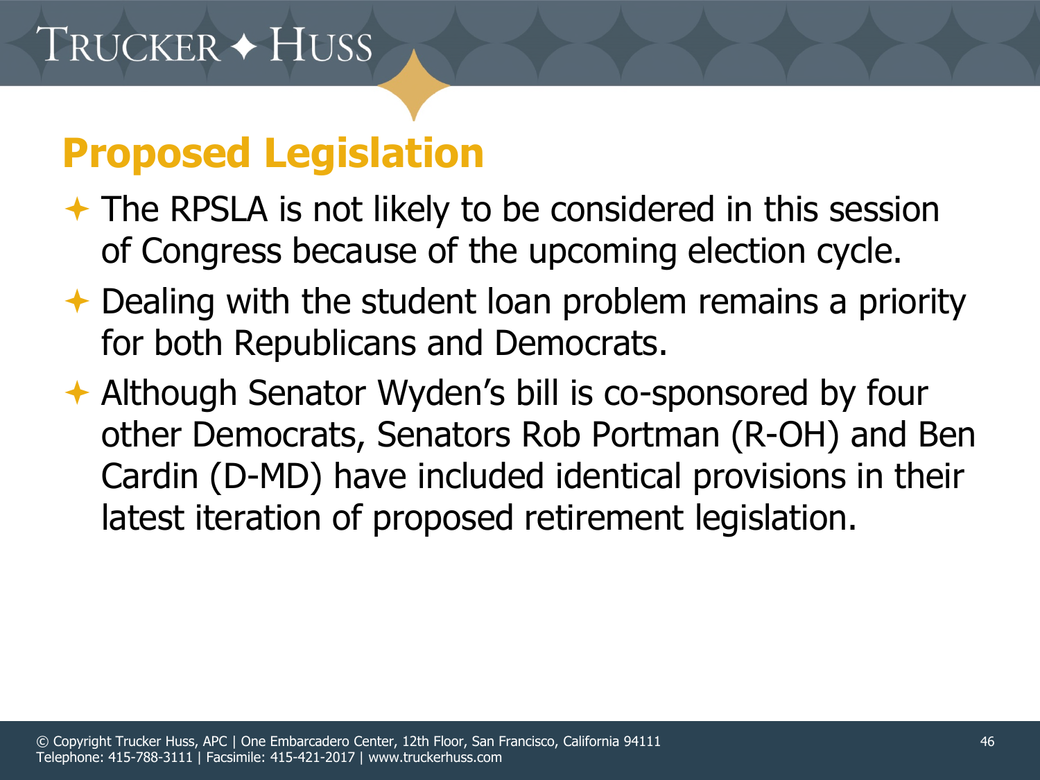## Proposed Legislation

- The RPSLA is not likely to be considered in this session of Congress because of the upcoming election cycle.
- Dealing with the student loan problem remains a priority for both Republicans and Democrats.
- Although Senator Wyden's bill is co-sponsored by four other Democrats, Senators Rob Portman (R-OH) and Ben Cardin (D-MD) have included identical provisions in their latest iteration of proposed retirement legislation.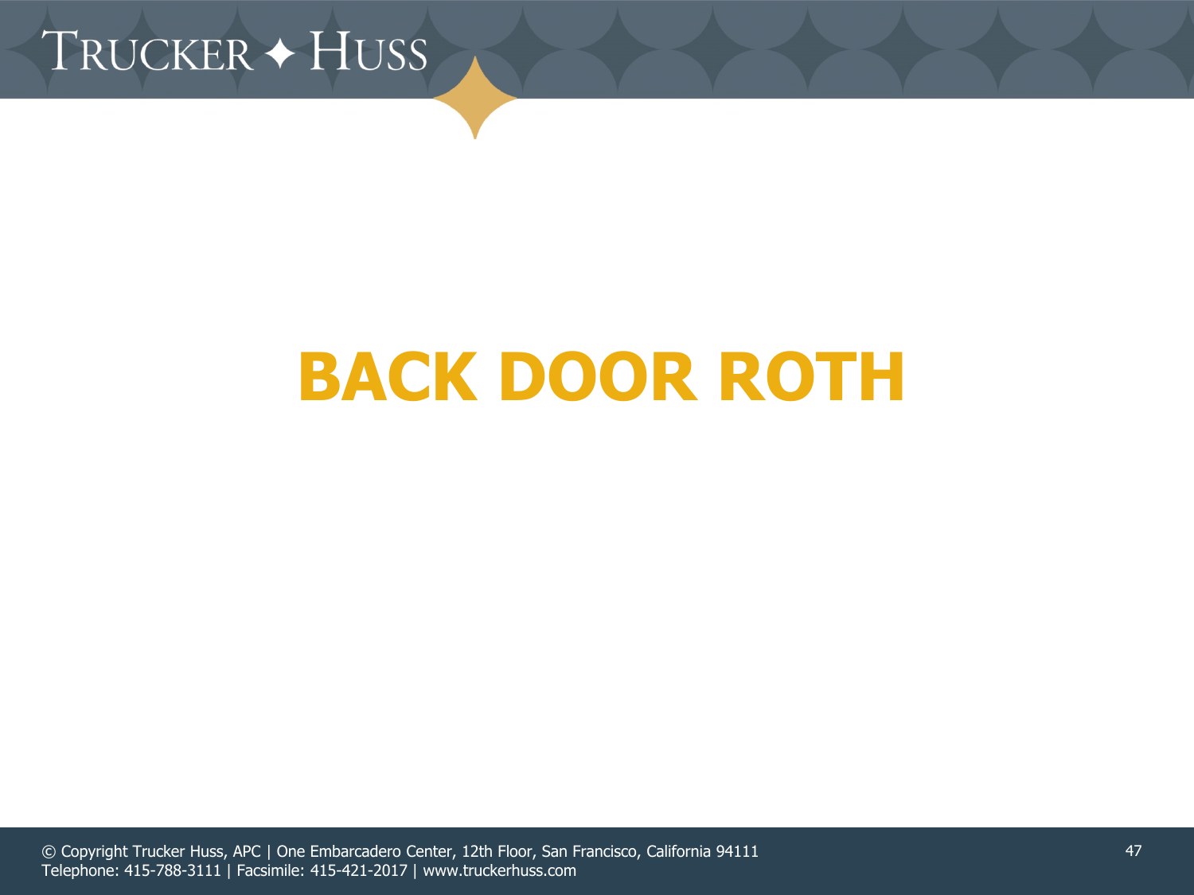# BACK DOOR ROTH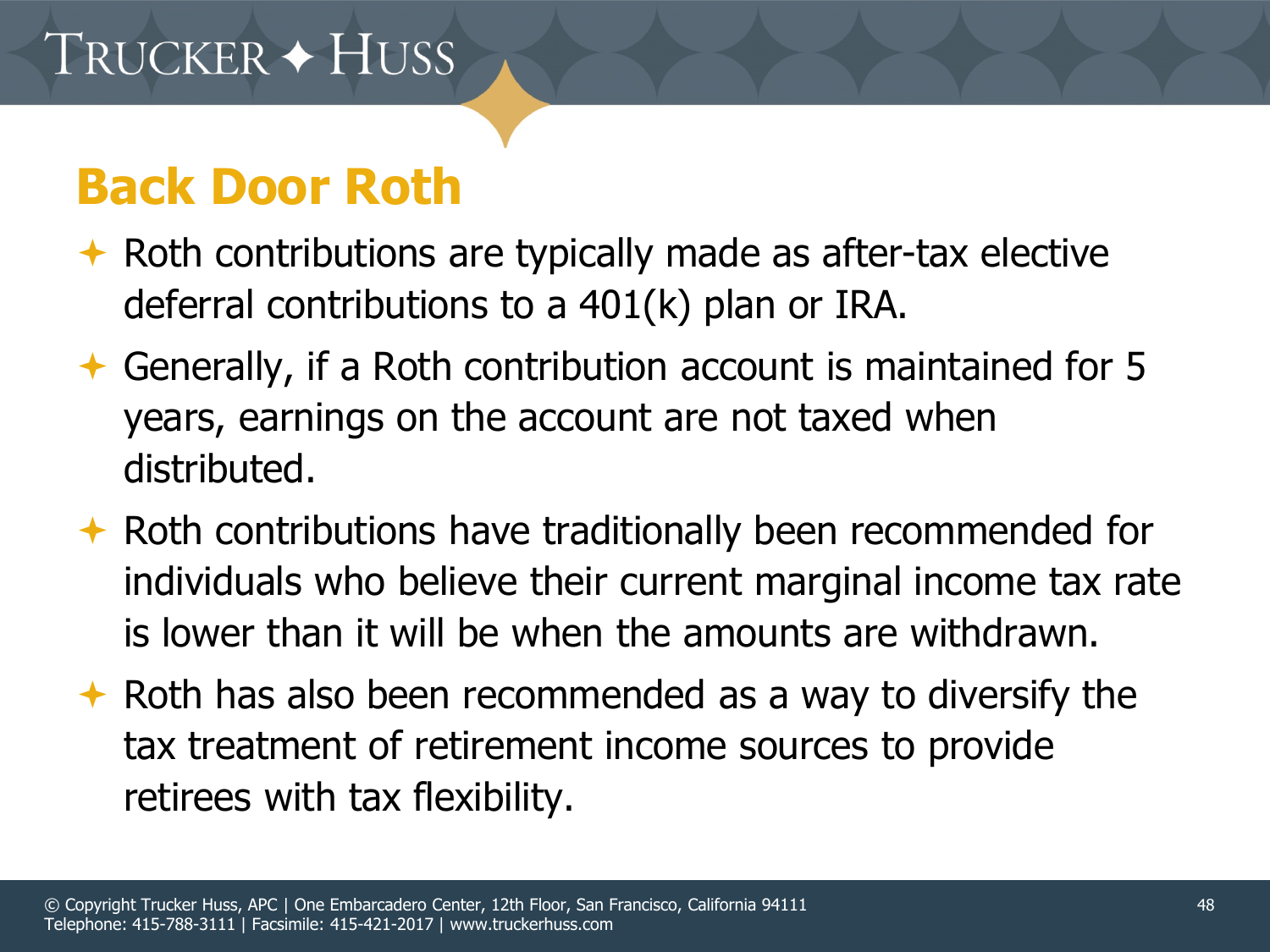## Back Door Roth

- Roth contributions are typically made as after-tax elective deferral contributions to a 401(k) plan or IRA.
- Generally, if a Roth contribution account is maintained for 5 years, earnings on the account are not taxed when distributed.
- Roth contributions have traditionally been recommended for individuals who believe their current marginal income tax rate is lower than it will be when the amounts are withdrawn.
- Roth has also been recommended as a way to diversify the tax treatment of retirement income sources to provide retirees with tax flexibility.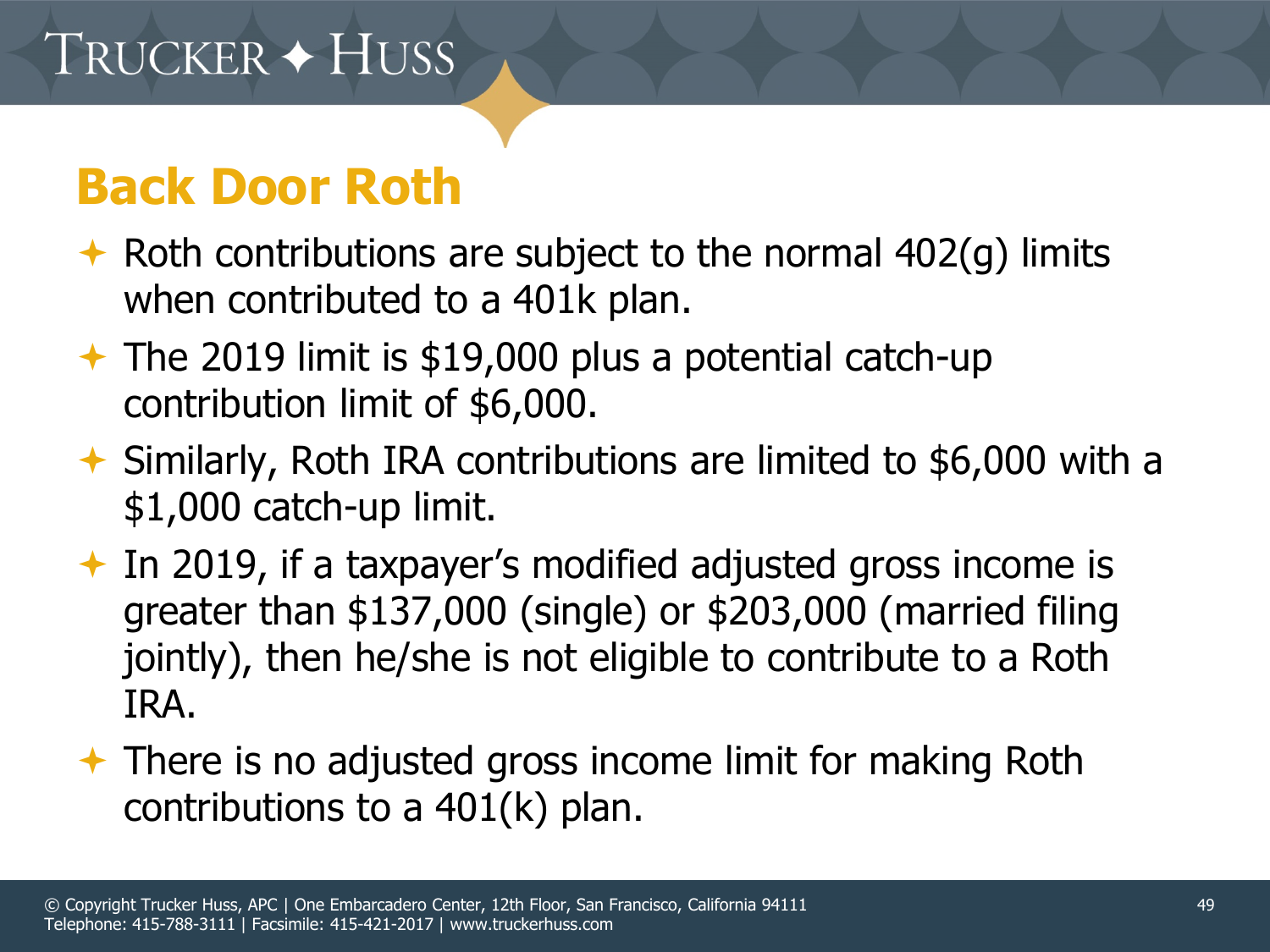## Back Door Roth

- Roth contributions are subject to the normal 402(g) limits when contributed to a 401k plan.
- The 2019 limit is $19,000 plus a potential catch-up contribution limit of $6,000.
- Similarly, Roth IRA contributions are limited to $6,000 with a $1,000 catch-up limit.
- In 2019, if a taxpayer's modified adjusted gross income is greater than $137,000 (single) or $203,000 (married filing jointly), then he/she is not eligible to contribute to a Roth IRA.
- There is no adjusted gross income limit for making Roth contributions to a 401(k) plan.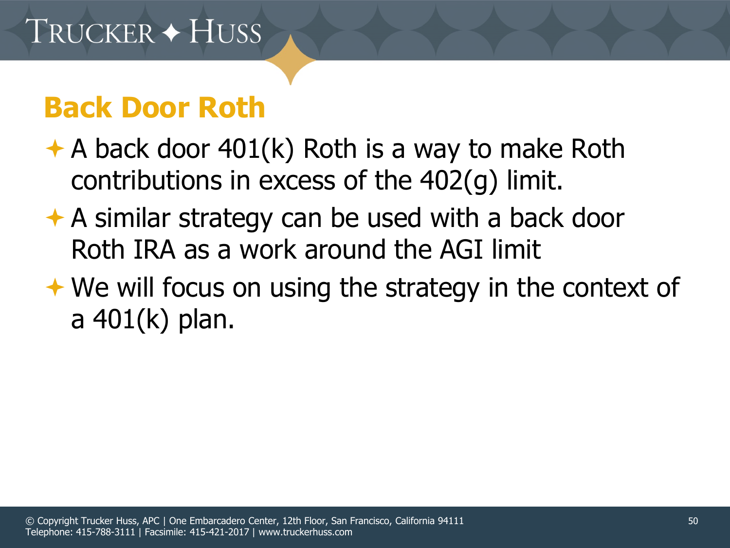## Back Door Roth

- A back door 401(k) Roth is a way to make Roth contributions in excess of the 402(g) limit.
- A similar strategy can be used with a back door Roth IRA as a work around the AGI limit
- We will focus on using the strategy in the context of a 401(k) plan.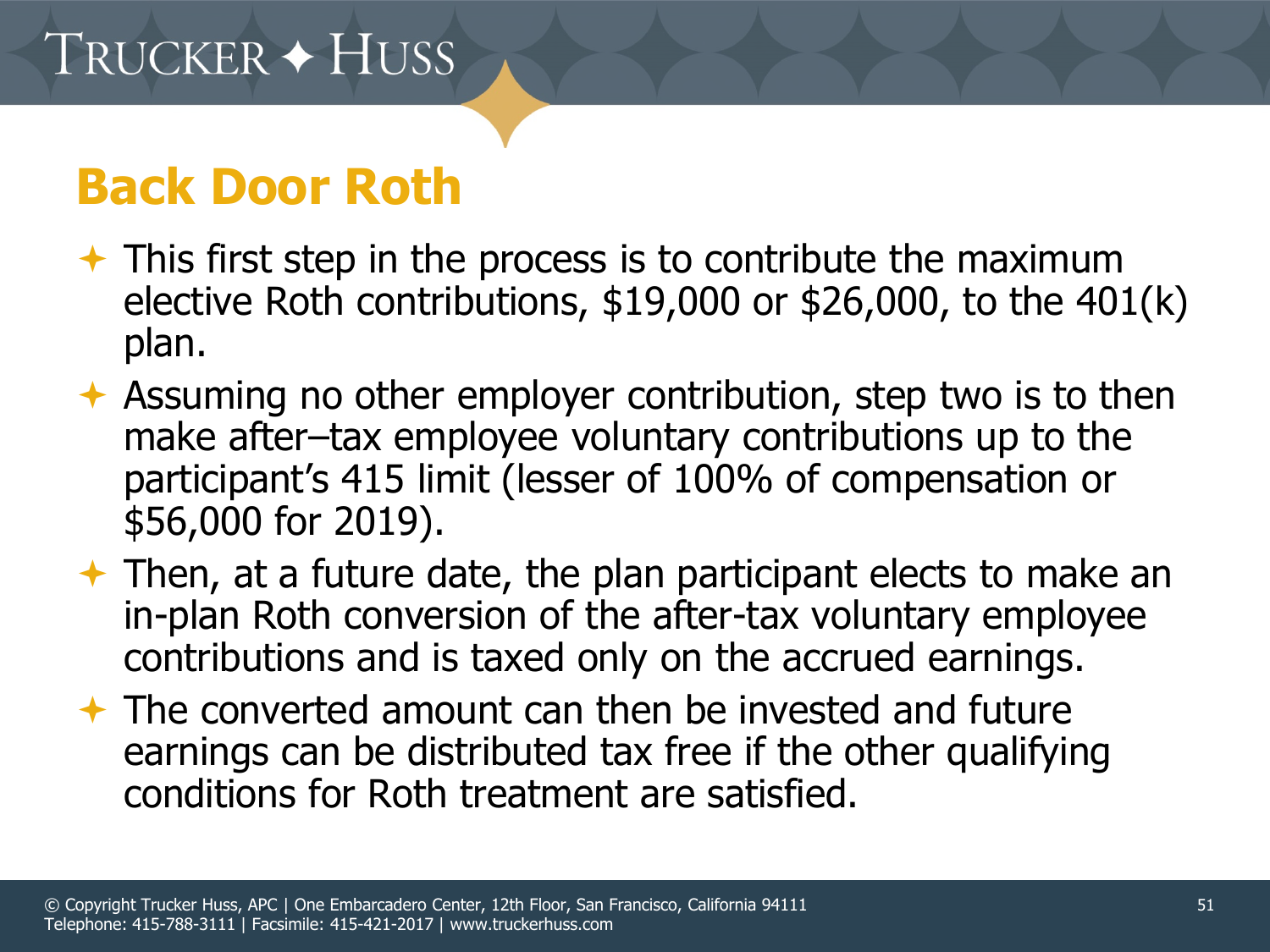## Back Door Roth

- This first step in the process is to contribute the maximum elective Roth contributions, $19,000 or $26,000, to the 401(k) plan.
- Assuming no other employer contribution, step two is to then make after–tax employee voluntary contributions up to the participant's 415 limit (lesser of 100% of compensation or $56,000 for 2019).
- Then, at a future date, the plan participant elects to make an in-plan Roth conversion of the after-tax voluntary employee contributions and is taxed only on the accrued earnings.
- The converted amount can then be invested and future earnings can be distributed tax free if the other qualifying conditions for Roth treatment are satisfied.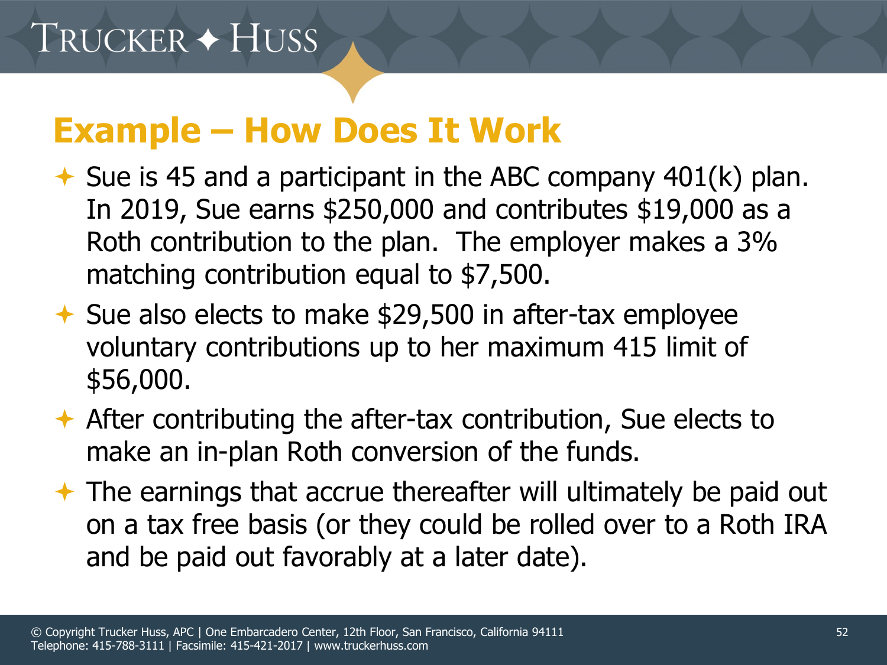## Example – How Does It Work

- Sue is 45 and a participant in the ABC company 401(k) plan. In 2019, Sue earns $250,000 and contributes $19,000 as a Roth contribution to the plan. The employer makes a 3% matching contribution equal to $7,500.
- Sue also elects to make $29,500 in after-tax employee voluntary contributions up to her maximum 415 limit of $56,000.
- After contributing the after-tax contribution, Sue elects to make an in-plan Roth conversion of the funds.
- The earnings that accrue thereafter will ultimately be paid out on a tax free basis (or they could be rolled over to a Roth IRA and be paid out favorably at a later date).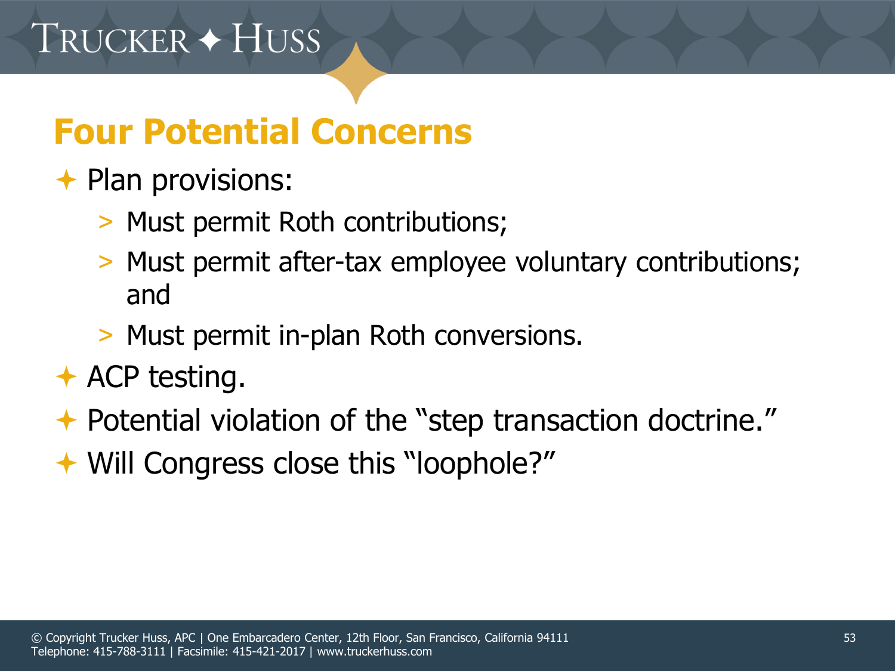## Four Potential Concerns

- Plan provisions:
  - Must permit Roth contributions;
  - Must permit after-tax employee voluntary contributions; and
  - Must permit in-plan Roth conversions.
- ACP testing.
- Potential violation of the "step transaction doctrine."
- Will Congress close this "loophole?"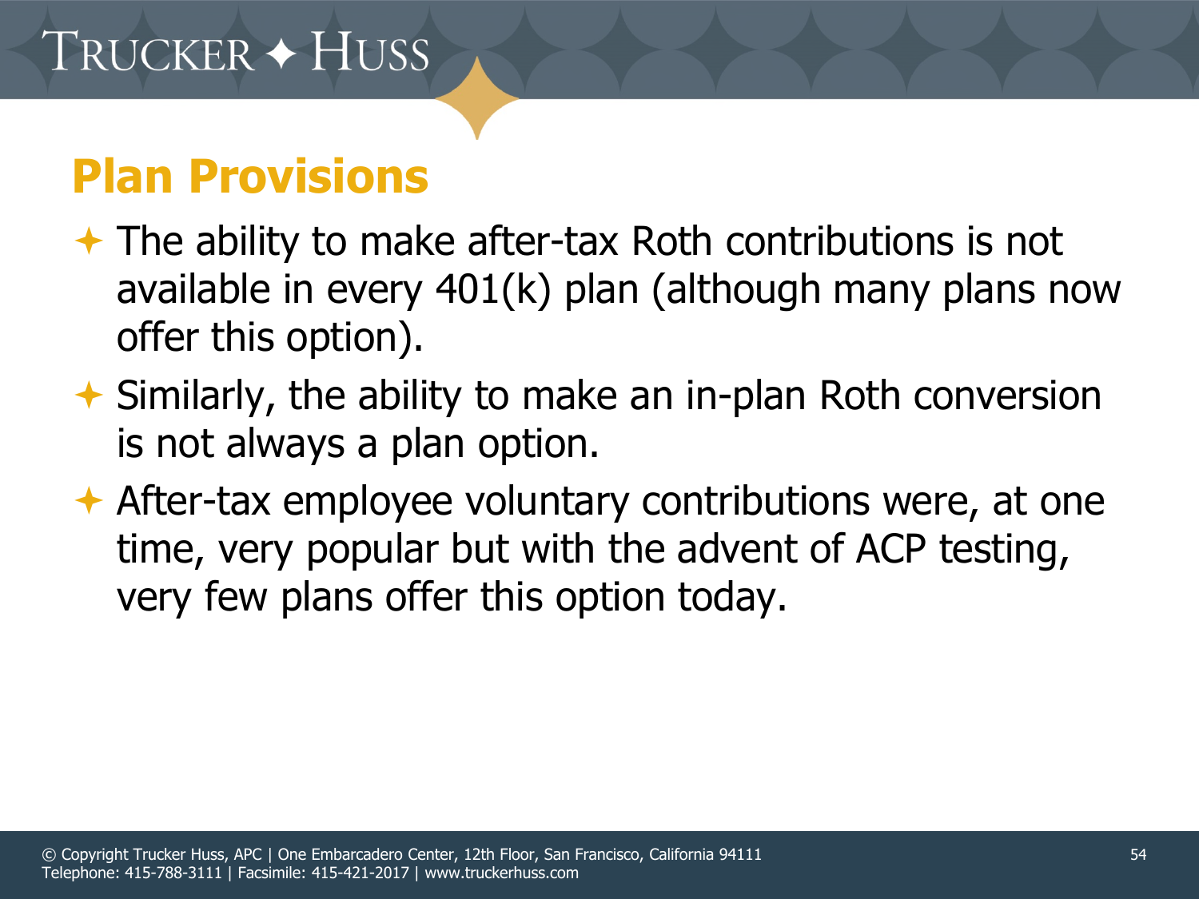## Plan Provisions

- The ability to make after-tax Roth contributions is not available in every 401(k) plan (although many plans now offer this option).
- Similarly, the ability to make an in-plan Roth conversion is not always a plan option.
- After-tax employee voluntary contributions were, at one time, very popular but with the advent of ACP testing, very few plans offer this option today.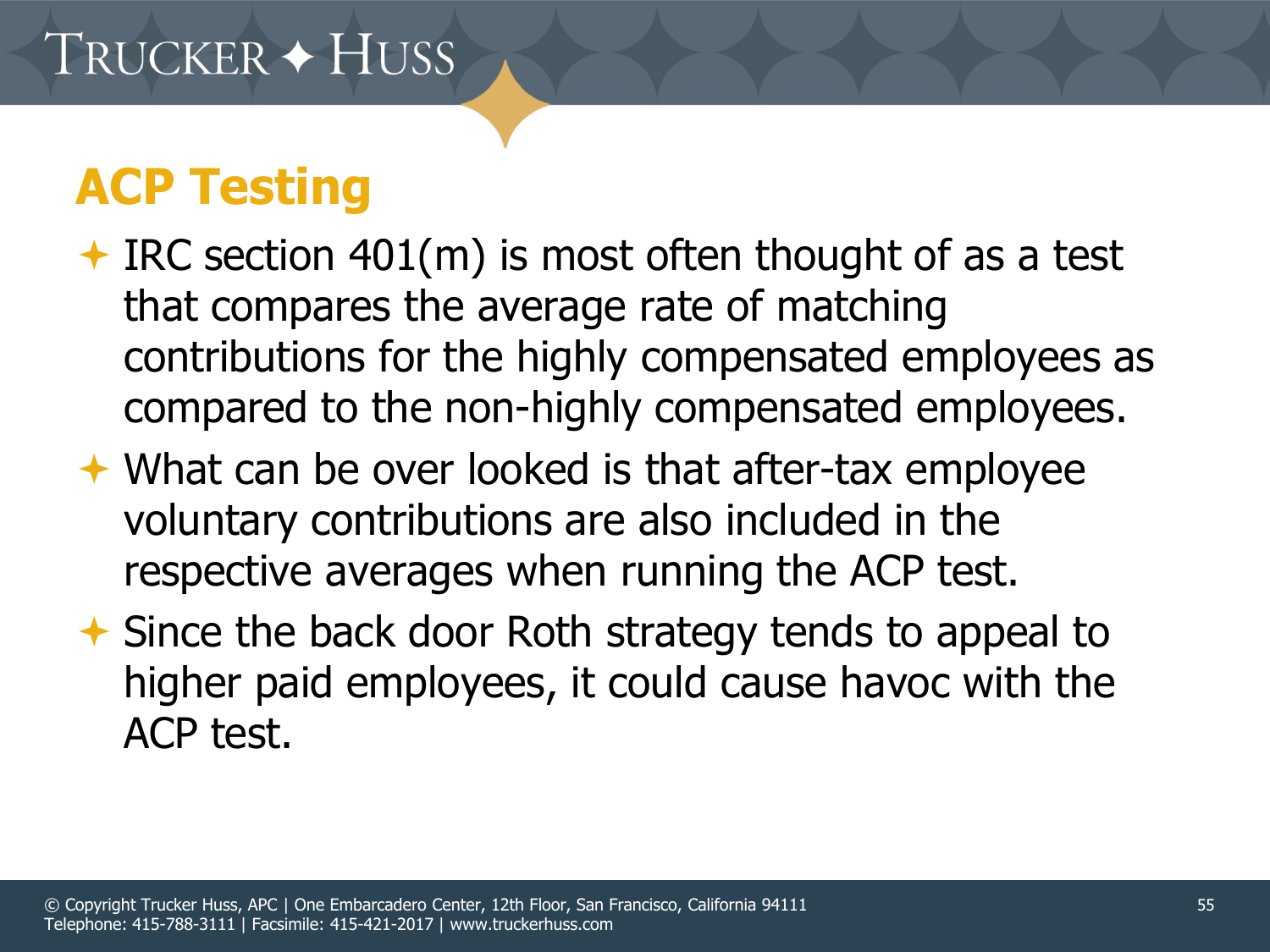# ACP Testing

- IRC section 401(m) is most often thought of as a test that compares the average rate of matching contributions for the highly compensated employees as compared to the non-highly compensated employees.
- What can be over looked is that after-tax employee voluntary contributions are also included in the respective averages when running the ACP test.
- Since the back door Roth strategy tends to appeal to higher paid employees, it could cause havoc with the ACP test.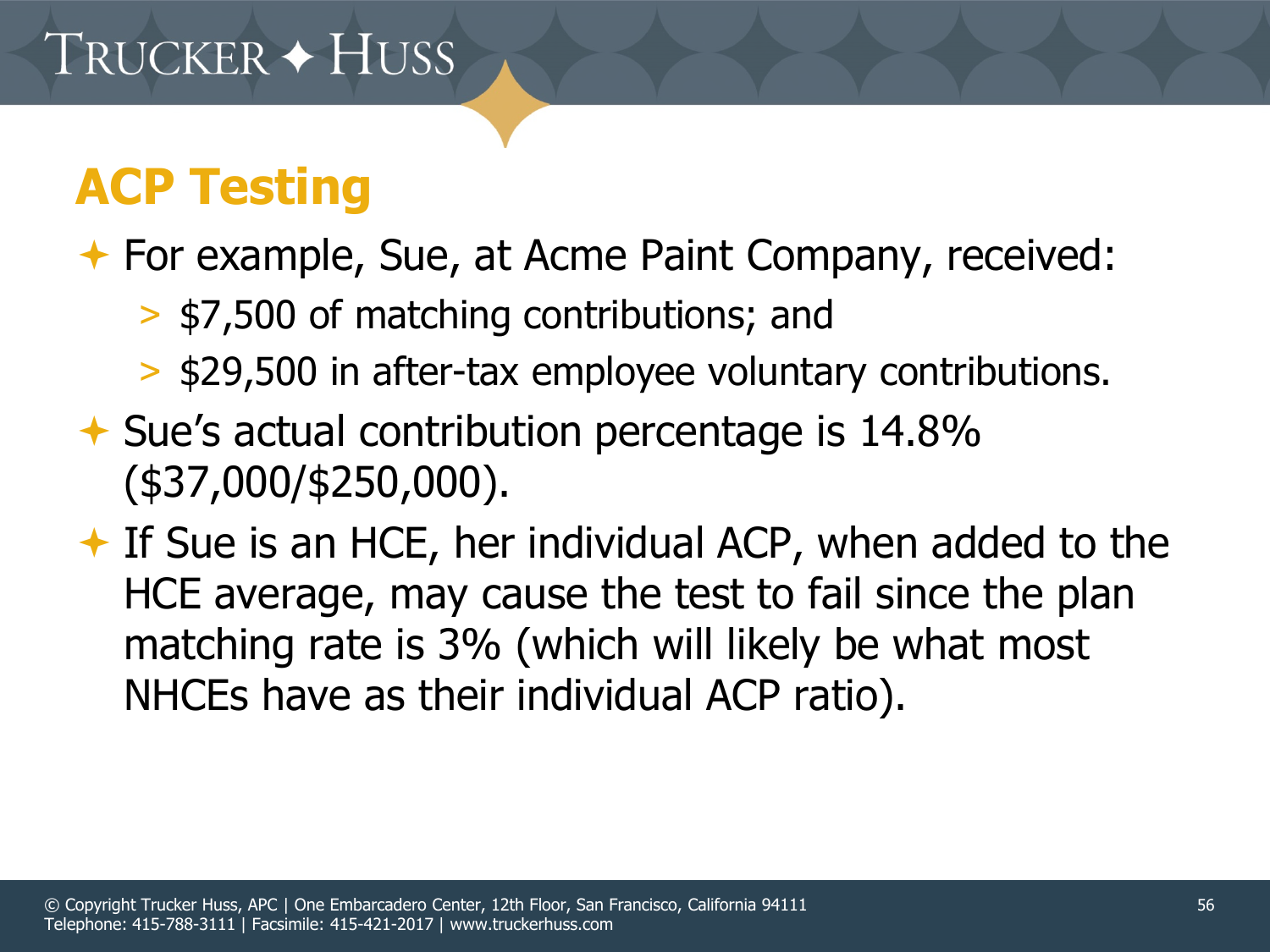## ACP Testing

- For example, Sue, at Acme Paint Company, received:
  - $7,500 of matching contributions; and
  - $29,500 in after-tax employee voluntary contributions.
- Sue's actual contribution percentage is 14.8% ($37,000/$250,000).
- If Sue is an HCE, her individual ACP, when added to the HCE average, may cause the test to fail since the plan matching rate is 3% (which will likely be what most NHCEs have as their individual ACP ratio).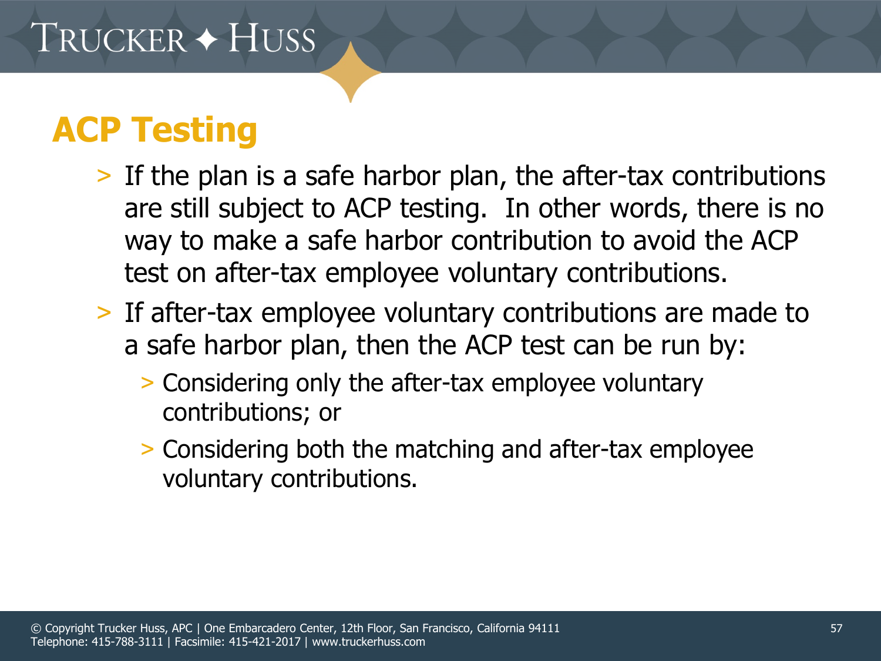# ACP Testing

- If the plan is a safe harbor plan, the after-tax contributions are still subject to ACP testing. In other words, there is no way to make a safe harbor contribution to avoid the ACP test on after-tax employee voluntary contributions.
- If after-tax employee voluntary contributions are made to a safe harbor plan, then the ACP test can be run by:
  - Considering only the after-tax employee voluntary contributions; or
  - Considering both the matching and after-tax employee voluntary contributions.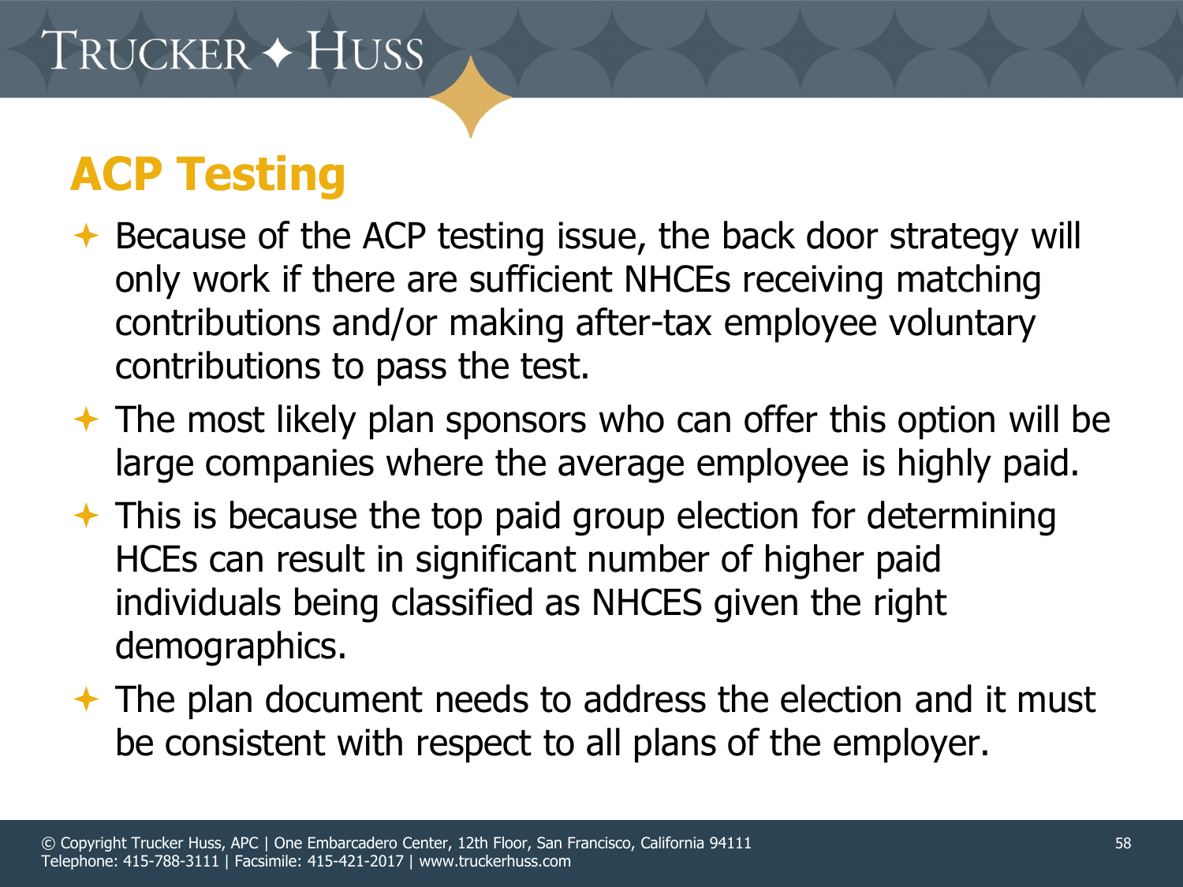## ACP Testing

- Because of the ACP testing issue, the back door strategy will only work if there are sufficient NHCEs receiving matching contributions and/or making after-tax employee voluntary contributions to pass the test.
- The most likely plan sponsors who can offer this option will be large companies where the average employee is highly paid.
- This is because the top paid group election for determining HCEs can result in significant number of higher paid individuals being classified as NHCES given the right demographics.
- The plan document needs to address the election and it must be consistent with respect to all plans of the employer.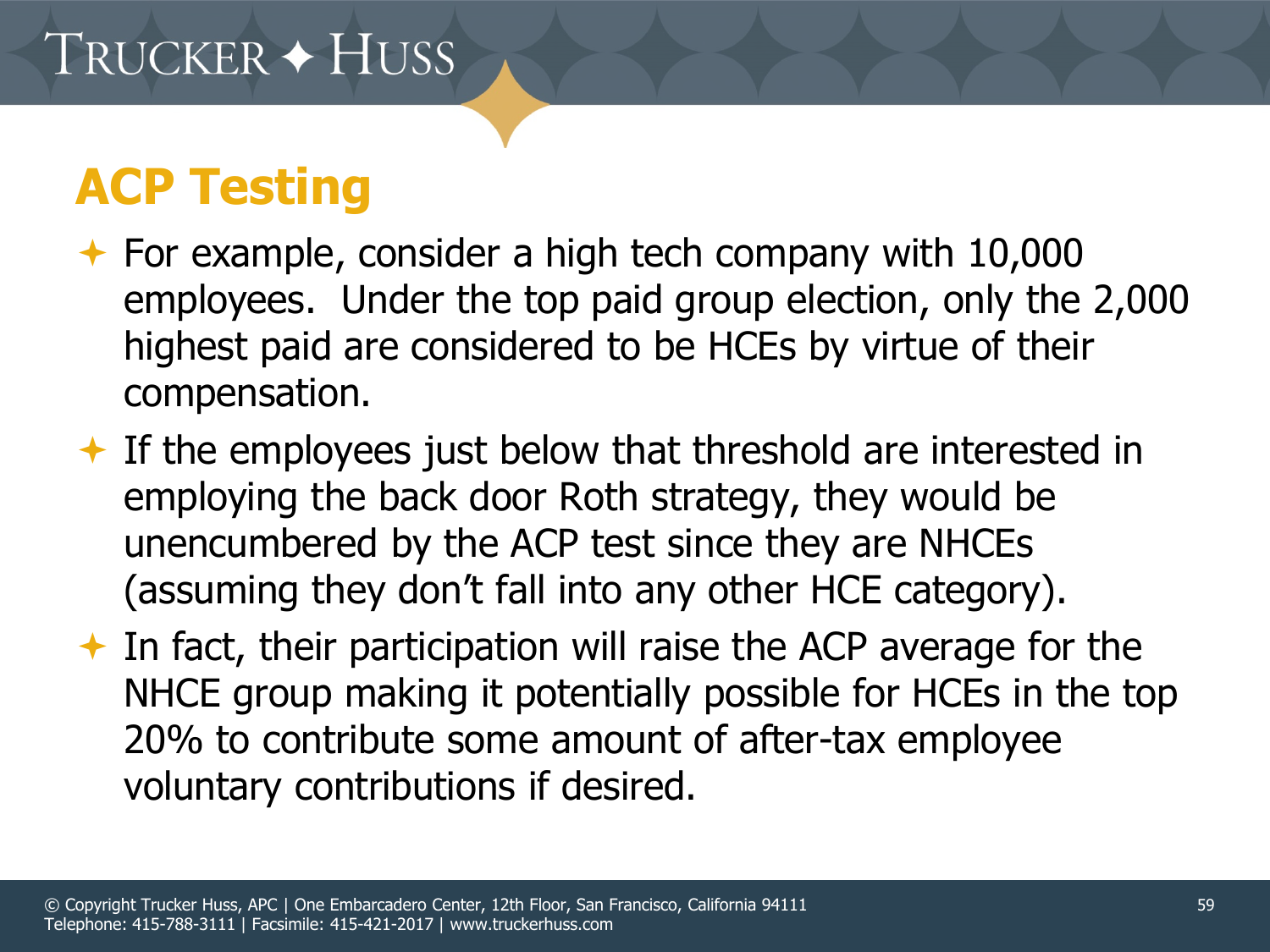## ACP Testing

- For example, consider a high tech company with 10,000 employees. Under the top paid group election, only the 2,000 highest paid are considered to be HCEs by virtue of their compensation.
- If the employees just below that threshold are interested in employing the back door Roth strategy, they would be unencumbered by the ACP test since they are NHCEs (assuming they don't fall into any other HCE category).
- In fact, their participation will raise the ACP average for the NHCE group making it potentially possible for HCEs in the top 20% to contribute some amount of after-tax employee voluntary contributions if desired.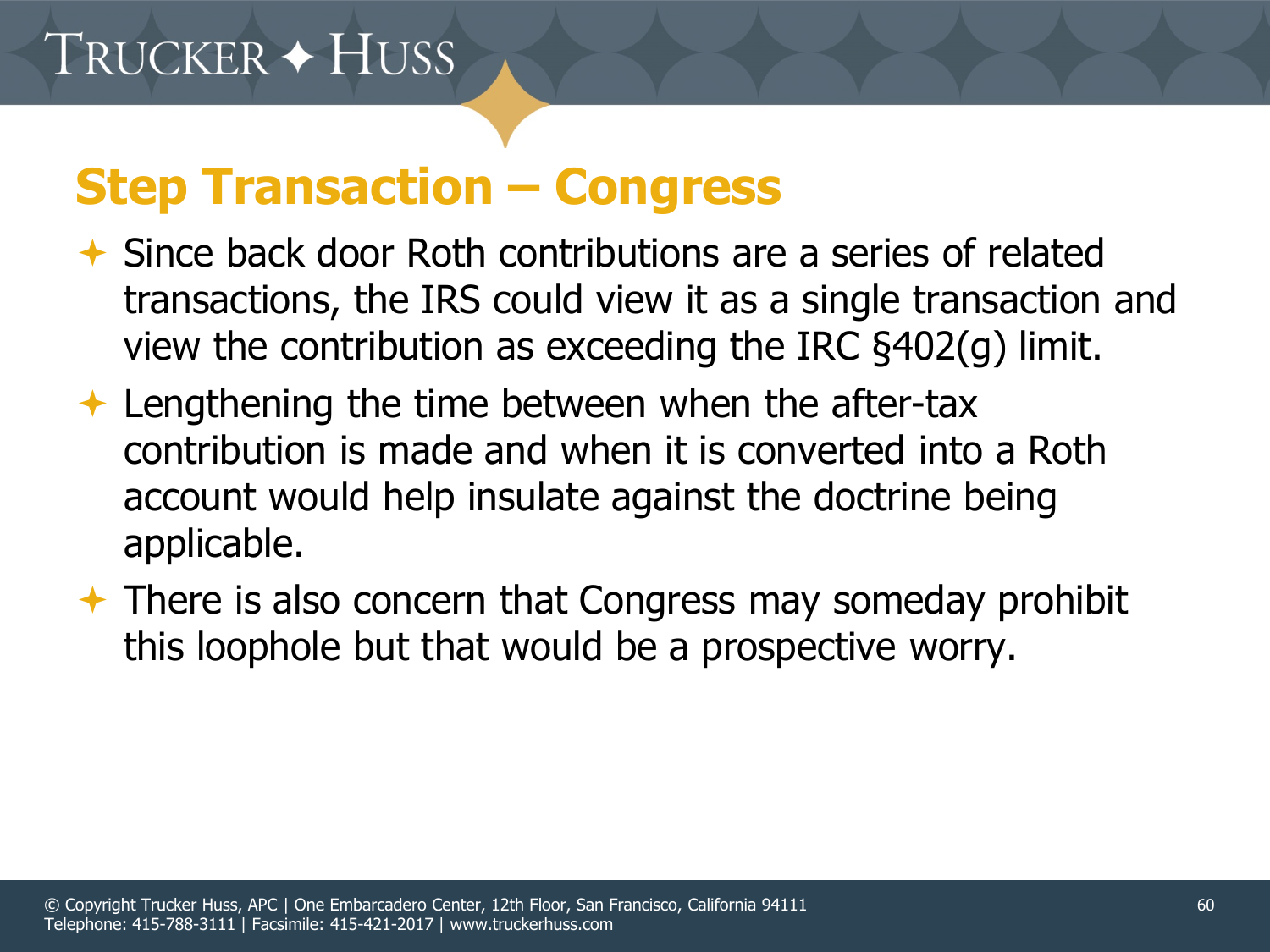## Step Transaction – Congress

- Since back door Roth contributions are a series of related transactions, the IRS could view it as a single transaction and view the contribution as exceeding the IRC §402(g) limit.
- Lengthening the time between when the after-tax contribution is made and when it is converted into a Roth account would help insulate against the doctrine being applicable.
- There is also concern that Congress may someday prohibit this loophole but that would be a prospective worry.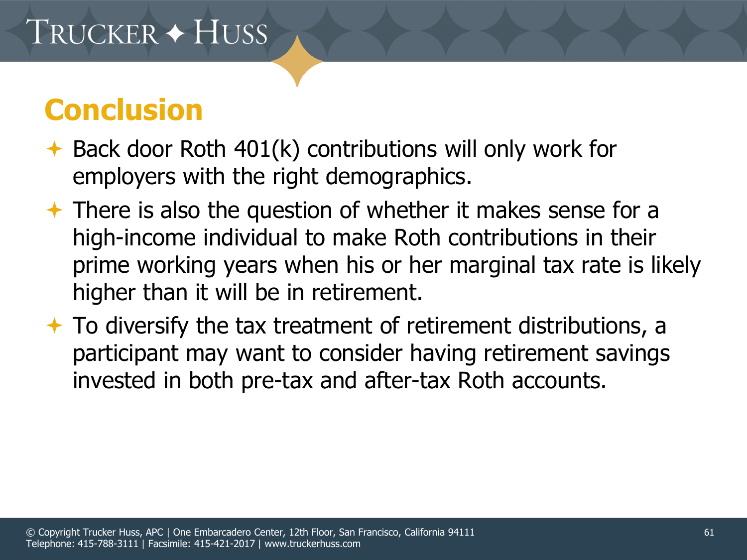# Conclusion

- Back door Roth 401(k) contributions will only work for employers with the right demographics.
- There is also the question of whether it makes sense for a high-income individual to make Roth contributions in their prime working years when his or her marginal tax rate is likely higher than it will be in retirement.
- To diversify the tax treatment of retirement distributions, a participant may want to consider having retirement savings invested in both pre-tax and after-tax Roth accounts.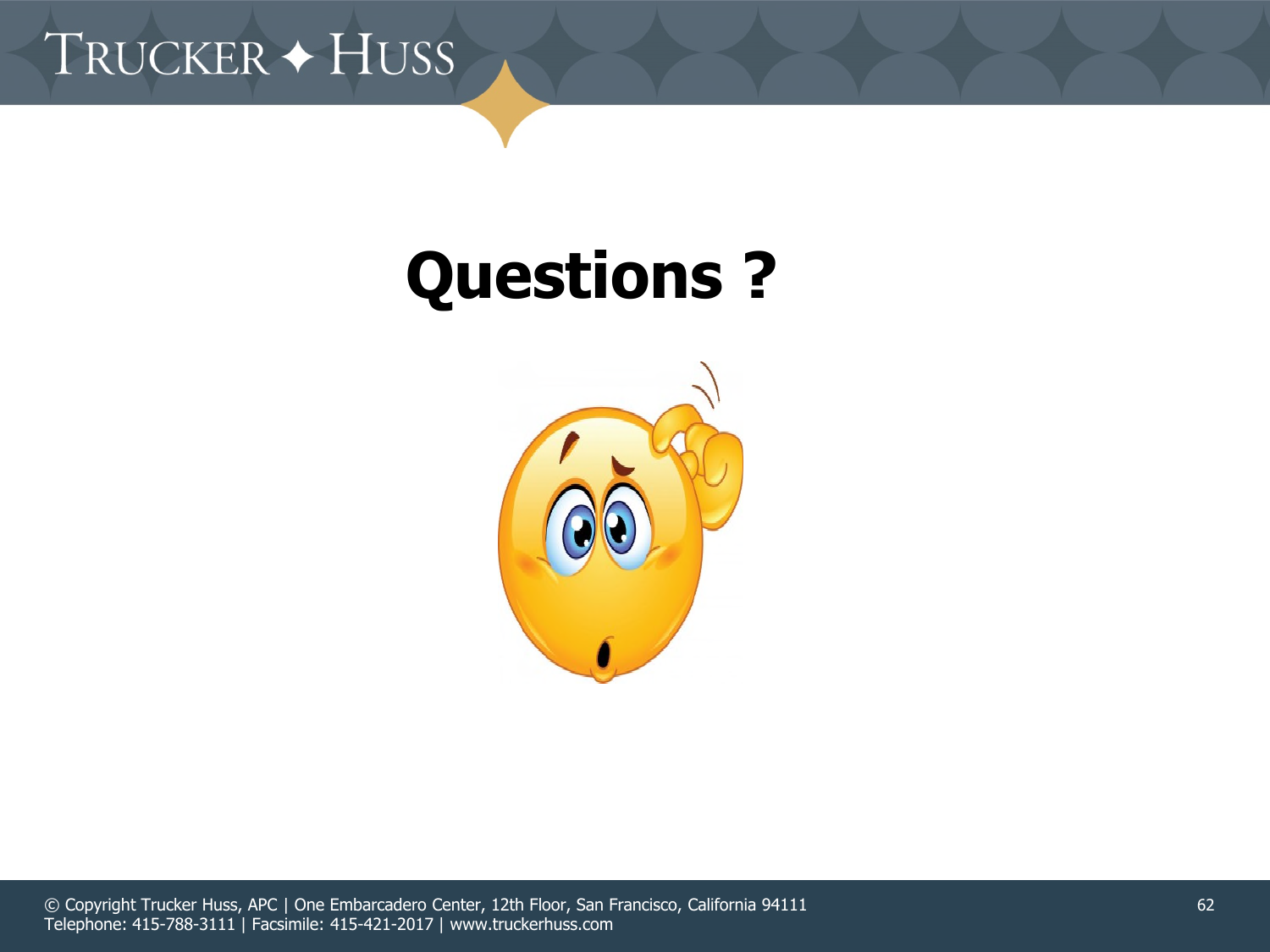# Questions ?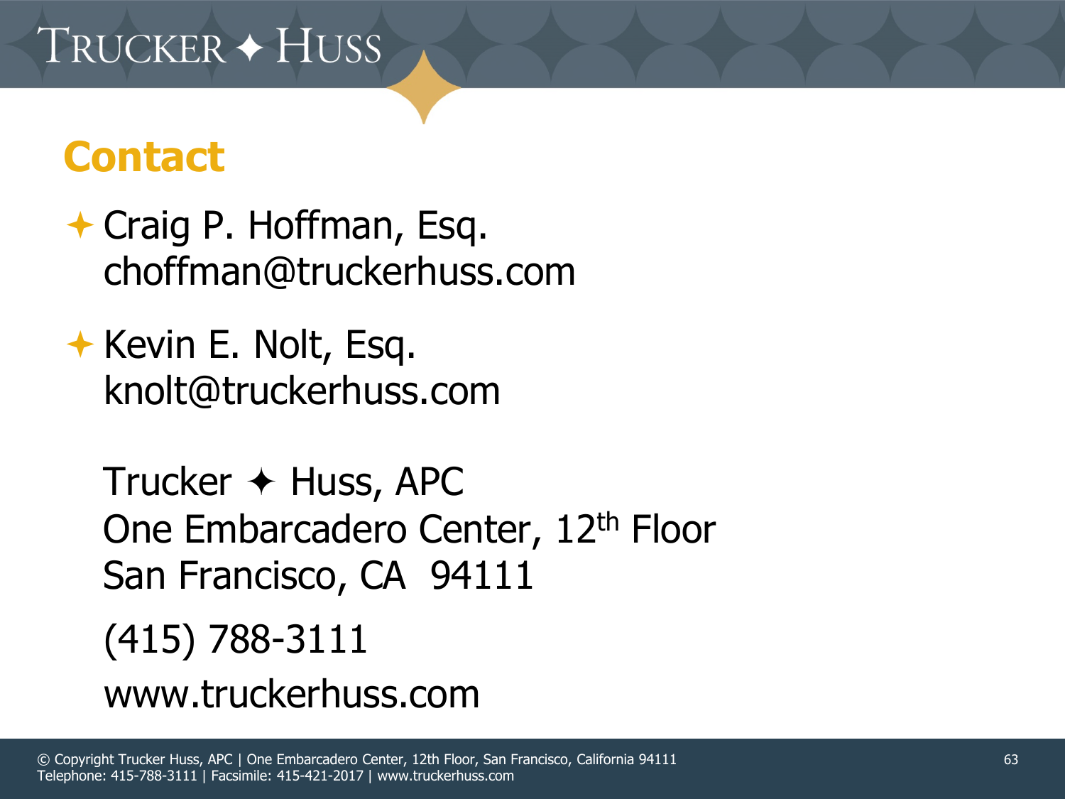## Contact

- Craig P. Hoffman, Esq.
  choffman@truckerhuss.com

- Kevin E. Nolt, Esq.
  knolt@truckerhuss.com

Trucker ✦ Huss, APC
One Embarcadero Center, 12th Floor
San Francisco, CA 94111

(415) 788-3111

www.truckerhuss.com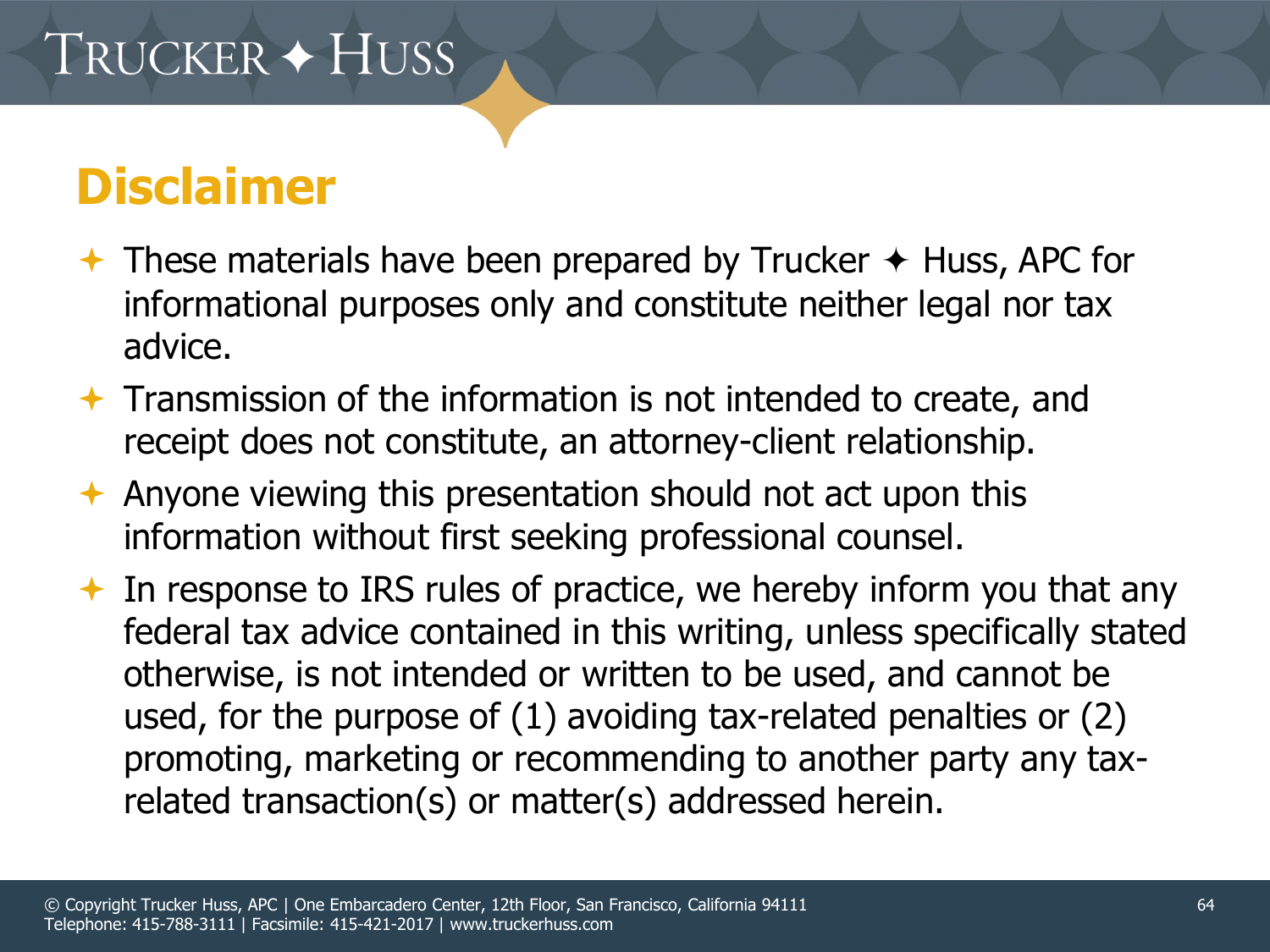# Disclaimer

- These materials have been prepared by Trucker ✦ Huss, APC for informational purposes only and constitute neither legal nor tax advice.
- Transmission of the information is not intended to create, and receipt does not constitute, an attorney-client relationship.
- Anyone viewing this presentation should not act upon this information without first seeking professional counsel.
- In response to IRS rules of practice, we hereby inform you that any federal tax advice contained in this writing, unless specifically stated otherwise, is not intended or written to be used, and cannot be used, for the purpose of (1) avoiding tax-related penalties or (2) promoting, marketing or recommending to another party any tax-related transaction(s) or matter(s) addressed herein.